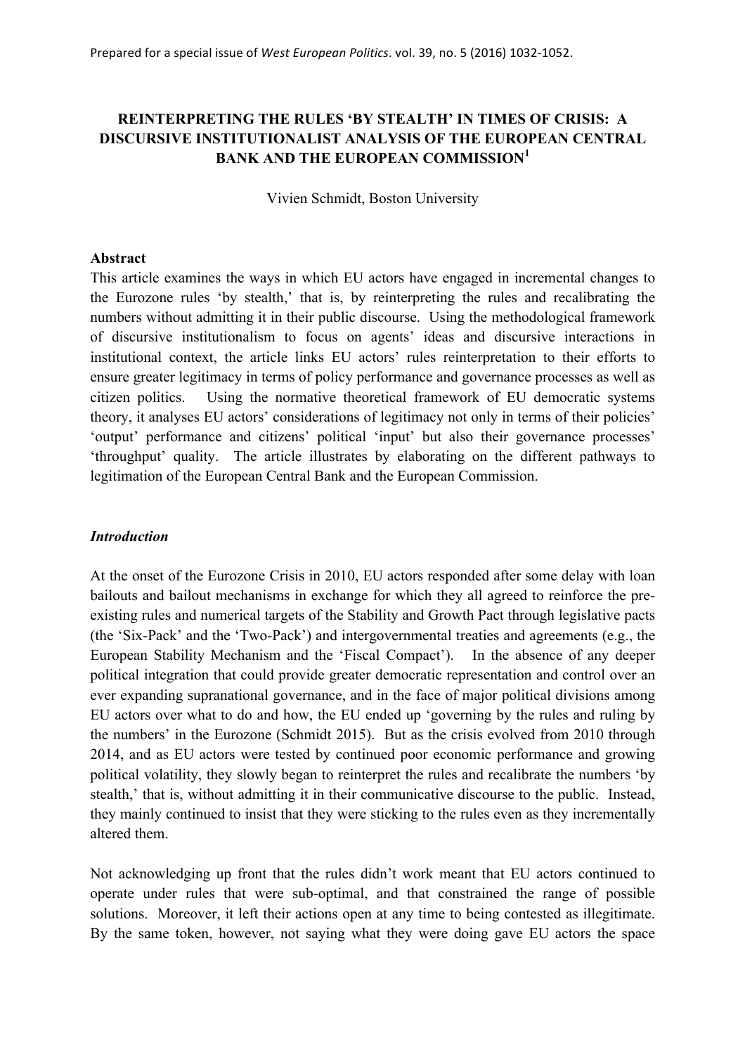Prepared for a special issue of *West European Politics*. vol. 39, no. 5 (2016) 1032-1052.

# REINTERPRETING THE RULES 'BY STEALTH' IN TIMES OF CRISIS: A DISCURSIVE INSTITUTIONALIST ANALYSIS OF THE EUROPEAN CENTRAL BANK AND THE EUROPEAN COMMISSION[1]

Vivien Schmidt, Boston University

**Abstract**

This article examines the ways in which EU actors have engaged in incremental changes to the Eurozone rules 'by stealth,' that is, by reinterpreting the rules and recalibrating the numbers without admitting it in their public discourse. Using the methodological framework of discursive institutionalism to focus on agents' ideas and discursive interactions in institutional context, the article links EU actors' rules reinterpretation to their efforts to ensure greater legitimacy in terms of policy performance and governance processes as well as citizen politics. Using the normative theoretical framework of EU democratic systems theory, it analyses EU actors' considerations of legitimacy not only in terms of their policies' 'output' performance and citizens' political 'input' but also their governance processes' 'throughput' quality. The article illustrates by elaborating on the different pathways to legitimation of the European Central Bank and the European Commission.

## *Introduction*

At the onset of the Eurozone Crisis in 2010, EU actors responded after some delay with loan bailouts and bailout mechanisms in exchange for which they all agreed to reinforce the pre-existing rules and numerical targets of the Stability and Growth Pact through legislative pacts (the 'Six-Pack' and the 'Two-Pack') and intergovernmental treaties and agreements (e.g., the European Stability Mechanism and the 'Fiscal Compact'). In the absence of any deeper political integration that could provide greater democratic representation and control over an ever expanding supranational governance, and in the face of major political divisions among EU actors over what to do and how, the EU ended up 'governing by the rules and ruling by the numbers' in the Eurozone (Schmidt 2015). But as the crisis evolved from 2010 through 2014, and as EU actors were tested by continued poor economic performance and growing political volatility, they slowly began to reinterpret the rules and recalibrate the numbers 'by stealth,' that is, without admitting it in their communicative discourse to the public. Instead, they mainly continued to insist that they were sticking to the rules even as they incrementally altered them.

Not acknowledging up front that the rules didn't work meant that EU actors continued to operate under rules that were sub-optimal, and that constrained the range of possible solutions. Moreover, it left their actions open at any time to being contested as illegitimate. By the same token, however, not saying what they were doing gave EU actors the space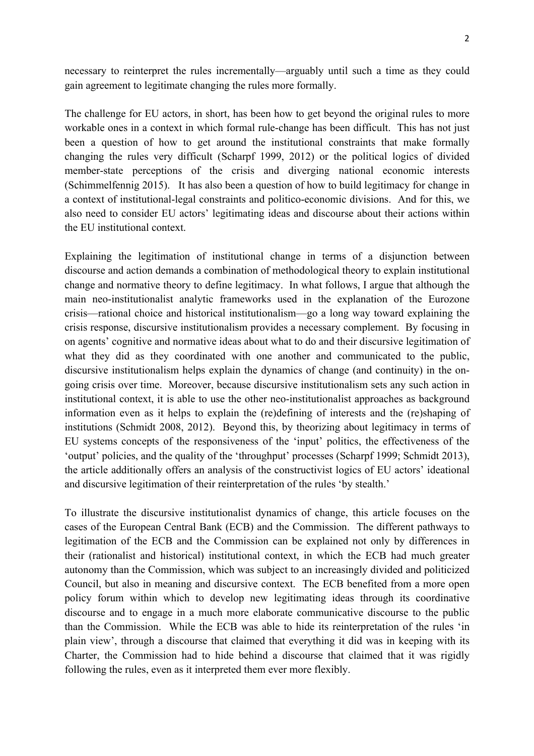necessary to reinterpret the rules incrementally—arguably until such a time as they could gain agreement to legitimate changing the rules more formally.

The challenge for EU actors, in short, has been how to get beyond the original rules to more workable ones in a context in which formal rule-change has been difficult. This has not just been a question of how to get around the institutional constraints that make formally changing the rules very difficult (Scharpf 1999, 2012) or the political logics of divided member-state perceptions of the crisis and diverging national economic interests (Schimmelfennig 2015). It has also been a question of how to build legitimacy for change in a context of institutional-legal constraints and politico-economic divisions. And for this, we also need to consider EU actors' legitimating ideas and discourse about their actions within the EU institutional context.

Explaining the legitimation of institutional change in terms of a disjunction between discourse and action demands a combination of methodological theory to explain institutional change and normative theory to define legitimacy. In what follows, I argue that although the main neo-institutionalist analytic frameworks used in the explanation of the Eurozone crisis—rational choice and historical institutionalism—go a long way toward explaining the crisis response, discursive institutionalism provides a necessary complement. By focusing in on agents' cognitive and normative ideas about what to do and their discursive legitimation of what they did as they coordinated with one another and communicated to the public, discursive institutionalism helps explain the dynamics of change (and continuity) in the on-going crisis over time. Moreover, because discursive institutionalism sets any such action in institutional context, it is able to use the other neo-institutionalist approaches as background information even as it helps to explain the (re)defining of interests and the (re)shaping of institutions (Schmidt 2008, 2012). Beyond this, by theorizing about legitimacy in terms of EU systems concepts of the responsiveness of the 'input' politics, the effectiveness of the 'output' policies, and the quality of the 'throughput' processes (Scharpf 1999; Schmidt 2013), the article additionally offers an analysis of the constructivist logics of EU actors' ideational and discursive legitimation of their reinterpretation of the rules 'by stealth.'

To illustrate the discursive institutionalist dynamics of change, this article focuses on the cases of the European Central Bank (ECB) and the Commission. The different pathways to legitimation of the ECB and the Commission can be explained not only by differences in their (rationalist and historical) institutional context, in which the ECB had much greater autonomy than the Commission, which was subject to an increasingly divided and politicized Council, but also in meaning and discursive context. The ECB benefited from a more open policy forum within which to develop new legitimating ideas through its coordinative discourse and to engage in a much more elaborate communicative discourse to the public than the Commission. While the ECB was able to hide its reinterpretation of the rules 'in plain view', through a discourse that claimed that everything it did was in keeping with its Charter, the Commission had to hide behind a discourse that claimed that it was rigidly following the rules, even as it interpreted them ever more flexibly.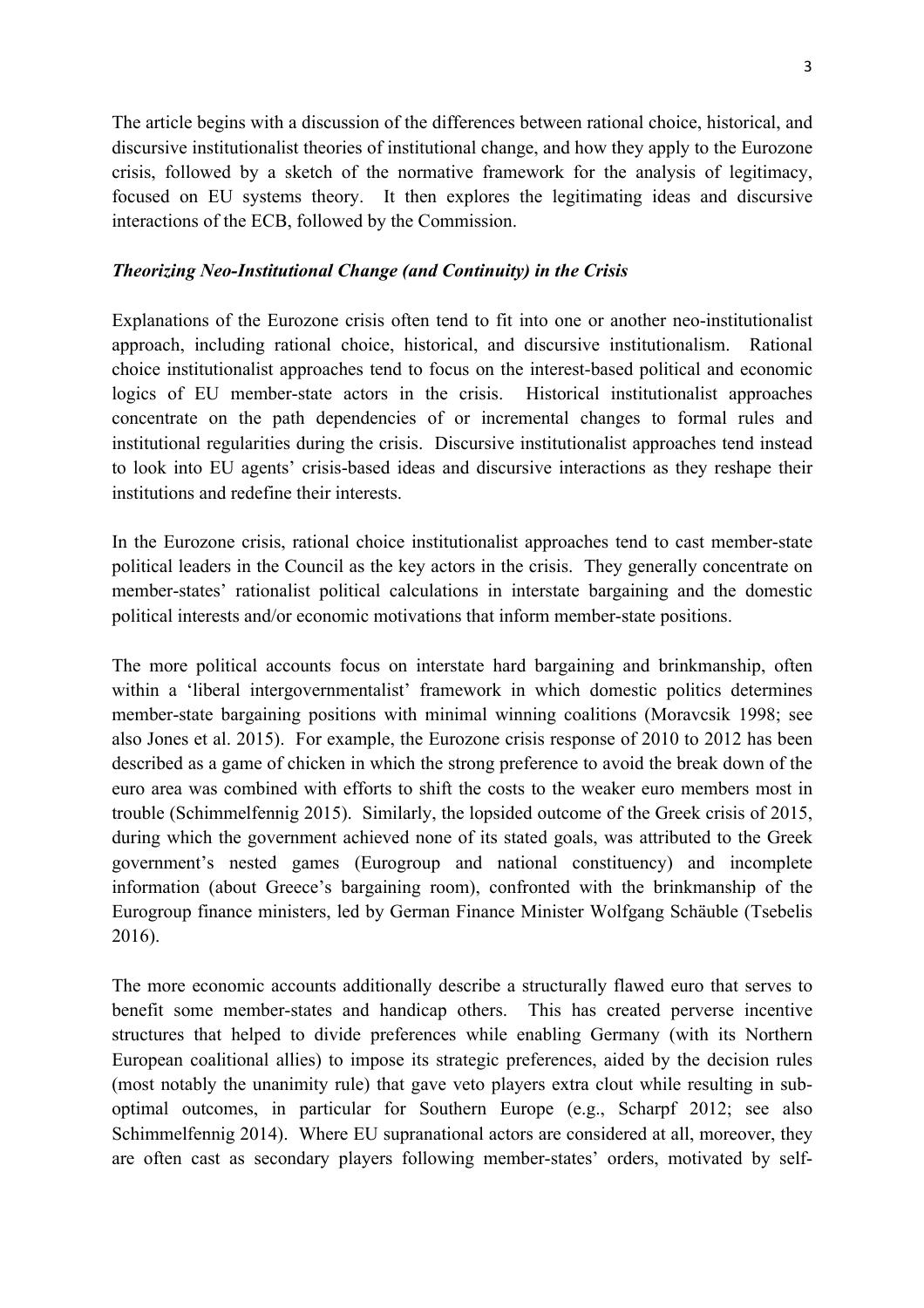The article begins with a discussion of the differences between rational choice, historical, and discursive institutionalist theories of institutional change, and how they apply to the Eurozone crisis, followed by a sketch of the normative framework for the analysis of legitimacy, focused on EU systems theory. It then explores the legitimating ideas and discursive interactions of the ECB, followed by the Commission.

### *Theorizing Neo-Institutional Change (and Continuity) in the Crisis*

Explanations of the Eurozone crisis often tend to fit into one or another neo-institutionalist approach, including rational choice, historical, and discursive institutionalism. Rational choice institutionalist approaches tend to focus on the interest-based political and economic logics of EU member-state actors in the crisis. Historical institutionalist approaches concentrate on the path dependencies of or incremental changes to formal rules and institutional regularities during the crisis. Discursive institutionalist approaches tend instead to look into EU agents' crisis-based ideas and discursive interactions as they reshape their institutions and redefine their interests.

In the Eurozone crisis, rational choice institutionalist approaches tend to cast member-state political leaders in the Council as the key actors in the crisis. They generally concentrate on member-states' rationalist political calculations in interstate bargaining and the domestic political interests and/or economic motivations that inform member-state positions.

The more political accounts focus on interstate hard bargaining and brinkmanship, often within a 'liberal intergovernmentalist' framework in which domestic politics determines member-state bargaining positions with minimal winning coalitions (Moravcsik 1998; see also Jones et al. 2015). For example, the Eurozone crisis response of 2010 to 2012 has been described as a game of chicken in which the strong preference to avoid the break down of the euro area was combined with efforts to shift the costs to the weaker euro members most in trouble (Schimmelfennig 2015). Similarly, the lopsided outcome of the Greek crisis of 2015, during which the government achieved none of its stated goals, was attributed to the Greek government's nested games (Eurogroup and national constituency) and incomplete information (about Greece's bargaining room), confronted with the brinkmanship of the Eurogroup finance ministers, led by German Finance Minister Wolfgang Schäuble (Tsebelis 2016).

The more economic accounts additionally describe a structurally flawed euro that serves to benefit some member-states and handicap others. This has created perverse incentive structures that helped to divide preferences while enabling Germany (with its Northern European coalitional allies) to impose its strategic preferences, aided by the decision rules (most notably the unanimity rule) that gave veto players extra clout while resulting in sub-optimal outcomes, in particular for Southern Europe (e.g., Scharpf 2012; see also Schimmelfennig 2014). Where EU supranational actors are considered at all, moreover, they are often cast as secondary players following member-states' orders, motivated by self-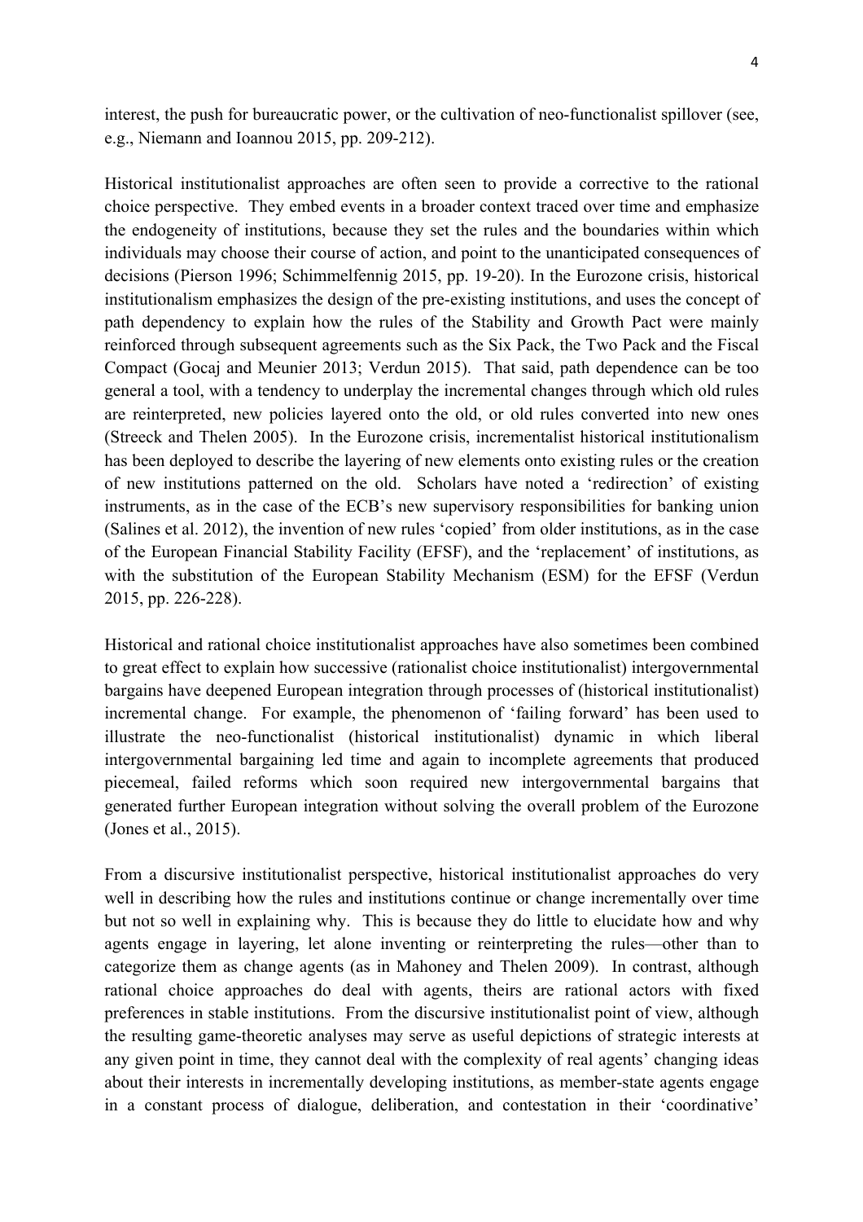interest, the push for bureaucratic power, or the cultivation of neo-functionalist spillover (see, e.g., Niemann and Ioannou 2015, pp. 209-212).

Historical institutionalist approaches are often seen to provide a corrective to the rational choice perspective. They embed events in a broader context traced over time and emphasize the endogeneity of institutions, because they set the rules and the boundaries within which individuals may choose their course of action, and point to the unanticipated consequences of decisions (Pierson 1996; Schimmelfennig 2015, pp. 19-20). In the Eurozone crisis, historical institutionalism emphasizes the design of the pre-existing institutions, and uses the concept of path dependency to explain how the rules of the Stability and Growth Pact were mainly reinforced through subsequent agreements such as the Six Pack, the Two Pack and the Fiscal Compact (Gocaj and Meunier 2013; Verdun 2015). That said, path dependence can be too general a tool, with a tendency to underplay the incremental changes through which old rules are reinterpreted, new policies layered onto the old, or old rules converted into new ones (Streeck and Thelen 2005). In the Eurozone crisis, incrementalist historical institutionalism has been deployed to describe the layering of new elements onto existing rules or the creation of new institutions patterned on the old. Scholars have noted a 'redirection' of existing instruments, as in the case of the ECB's new supervisory responsibilities for banking union (Salines et al. 2012), the invention of new rules 'copied' from older institutions, as in the case of the European Financial Stability Facility (EFSF), and the 'replacement' of institutions, as with the substitution of the European Stability Mechanism (ESM) for the EFSF (Verdun 2015, pp. 226-228).

Historical and rational choice institutionalist approaches have also sometimes been combined to great effect to explain how successive (rationalist choice institutionalist) intergovernmental bargains have deepened European integration through processes of (historical institutionalist) incremental change. For example, the phenomenon of 'failing forward' has been used to illustrate the neo-functionalist (historical institutionalist) dynamic in which liberal intergovernmental bargaining led time and again to incomplete agreements that produced piecemeal, failed reforms which soon required new intergovernmental bargains that generated further European integration without solving the overall problem of the Eurozone (Jones et al., 2015).

From a discursive institutionalist perspective, historical institutionalist approaches do very well in describing how the rules and institutions continue or change incrementally over time but not so well in explaining why. This is because they do little to elucidate how and why agents engage in layering, let alone inventing or reinterpreting the rules—other than to categorize them as change agents (as in Mahoney and Thelen 2009). In contrast, although rational choice approaches do deal with agents, theirs are rational actors with fixed preferences in stable institutions. From the discursive institutionalist point of view, although the resulting game-theoretic analyses may serve as useful depictions of strategic interests at any given point in time, they cannot deal with the complexity of real agents' changing ideas about their interests in incrementally developing institutions, as member-state agents engage in a constant process of dialogue, deliberation, and contestation in their 'coordinative'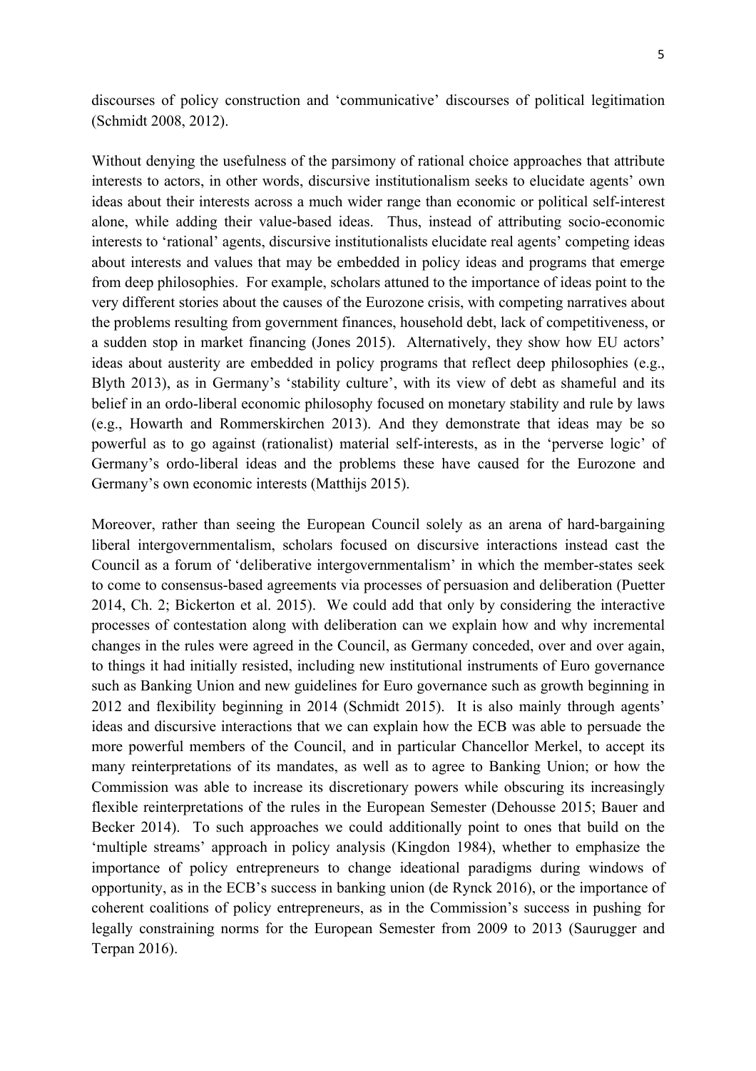discourses of policy construction and 'communicative' discourses of political legitimation (Schmidt 2008, 2012).

Without denying the usefulness of the parsimony of rational choice approaches that attribute interests to actors, in other words, discursive institutionalism seeks to elucidate agents' own ideas about their interests across a much wider range than economic or political self-interest alone, while adding their value-based ideas. Thus, instead of attributing socio-economic interests to 'rational' agents, discursive institutionalists elucidate real agents' competing ideas about interests and values that may be embedded in policy ideas and programs that emerge from deep philosophies. For example, scholars attuned to the importance of ideas point to the very different stories about the causes of the Eurozone crisis, with competing narratives about the problems resulting from government finances, household debt, lack of competitiveness, or a sudden stop in market financing (Jones 2015). Alternatively, they show how EU actors' ideas about austerity are embedded in policy programs that reflect deep philosophies (e.g., Blyth 2013), as in Germany's 'stability culture', with its view of debt as shameful and its belief in an ordo-liberal economic philosophy focused on monetary stability and rule by laws (e.g., Howarth and Rommerskirchen 2013). And they demonstrate that ideas may be so powerful as to go against (rationalist) material self-interests, as in the 'perverse logic' of Germany's ordo-liberal ideas and the problems these have caused for the Eurozone and Germany's own economic interests (Matthijs 2015).

Moreover, rather than seeing the European Council solely as an arena of hard-bargaining liberal intergovernmentalism, scholars focused on discursive interactions instead cast the Council as a forum of 'deliberative intergovernmentalism' in which the member-states seek to come to consensus-based agreements via processes of persuasion and deliberation (Puetter 2014, Ch. 2; Bickerton et al. 2015). We could add that only by considering the interactive processes of contestation along with deliberation can we explain how and why incremental changes in the rules were agreed in the Council, as Germany conceded, over and over again, to things it had initially resisted, including new institutional instruments of Euro governance such as Banking Union and new guidelines for Euro governance such as growth beginning in 2012 and flexibility beginning in 2014 (Schmidt 2015). It is also mainly through agents' ideas and discursive interactions that we can explain how the ECB was able to persuade the more powerful members of the Council, and in particular Chancellor Merkel, to accept its many reinterpretations of its mandates, as well as to agree to Banking Union; or how the Commission was able to increase its discretionary powers while obscuring its increasingly flexible reinterpretations of the rules in the European Semester (Dehousse 2015; Bauer and Becker 2014). To such approaches we could additionally point to ones that build on the 'multiple streams' approach in policy analysis (Kingdon 1984), whether to emphasize the importance of policy entrepreneurs to change ideational paradigms during windows of opportunity, as in the ECB's success in banking union (de Rynck 2016), or the importance of coherent coalitions of policy entrepreneurs, as in the Commission's success in pushing for legally constraining norms for the European Semester from 2009 to 2013 (Saurugger and Terpan 2016).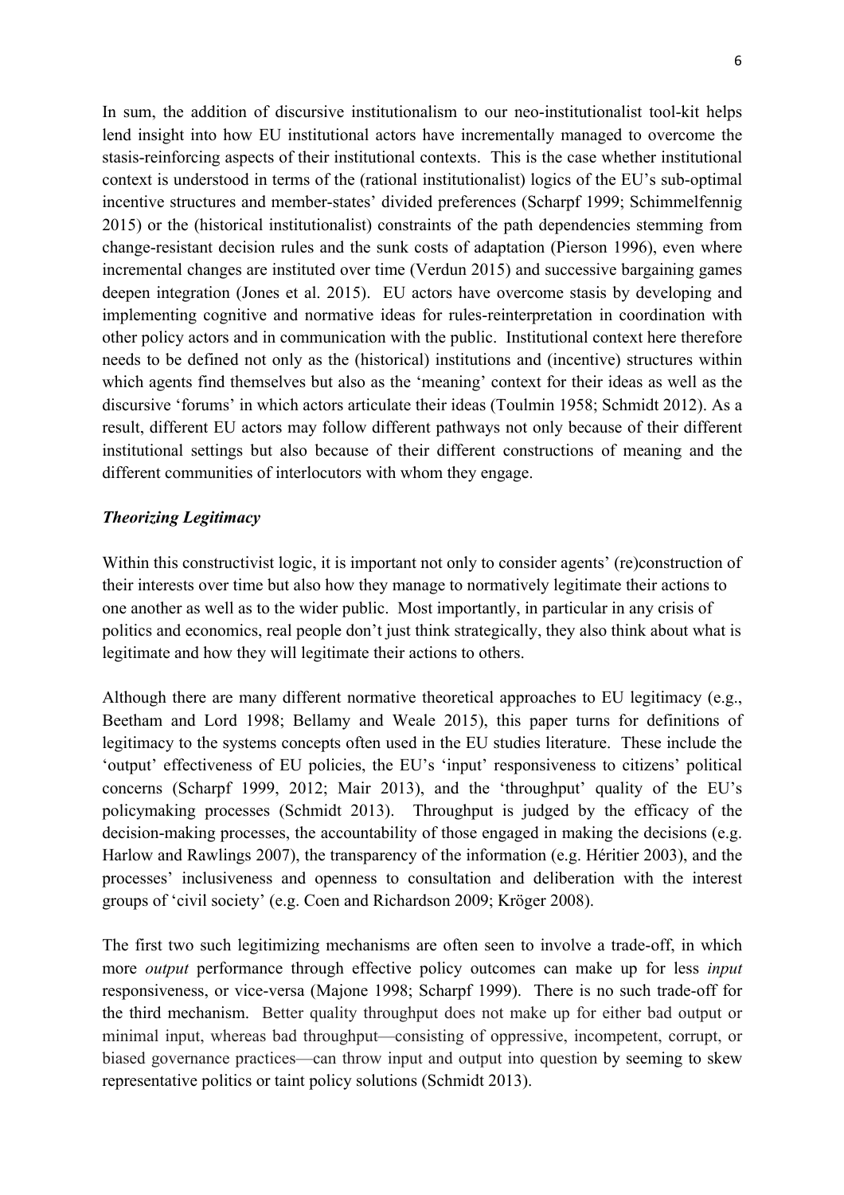In sum, the addition of discursive institutionalism to our neo-institutionalist tool-kit helps lend insight into how EU institutional actors have incrementally managed to overcome the stasis-reinforcing aspects of their institutional contexts. This is the case whether institutional context is understood in terms of the (rational institutionalist) logics of the EU's sub-optimal incentive structures and member-states' divided preferences (Scharpf 1999; Schimmelfennig 2015) or the (historical institutionalist) constraints of the path dependencies stemming from change-resistant decision rules and the sunk costs of adaptation (Pierson 1996), even where incremental changes are instituted over time (Verdun 2015) and successive bargaining games deepen integration (Jones et al. 2015). EU actors have overcome stasis by developing and implementing cognitive and normative ideas for rules-reinterpretation in coordination with other policy actors and in communication with the public. Institutional context here therefore needs to be defined not only as the (historical) institutions and (incentive) structures within which agents find themselves but also as the 'meaning' context for their ideas as well as the discursive 'forums' in which actors articulate their ideas (Toulmin 1958; Schmidt 2012). As a result, different EU actors may follow different pathways not only because of their different institutional settings but also because of their different constructions of meaning and the different communities of interlocutors with whom they engage.

### *Theorizing Legitimacy*

Within this constructivist logic, it is important not only to consider agents' (re)construction of their interests over time but also how they manage to normatively legitimate their actions to one another as well as to the wider public. Most importantly, in particular in any crisis of politics and economics, real people don't just think strategically, they also think about what is legitimate and how they will legitimate their actions to others.

Although there are many different normative theoretical approaches to EU legitimacy (e.g., Beetham and Lord 1998; Bellamy and Weale 2015), this paper turns for definitions of legitimacy to the systems concepts often used in the EU studies literature. These include the 'output' effectiveness of EU policies, the EU's 'input' responsiveness to citizens' political concerns (Scharpf 1999, 2012; Mair 2013), and the 'throughput' quality of the EU's policymaking processes (Schmidt 2013). Throughput is judged by the efficacy of the decision-making processes, the accountability of those engaged in making the decisions (e.g. Harlow and Rawlings 2007), the transparency of the information (e.g. Héritier 2003), and the processes' inclusiveness and openness to consultation and deliberation with the interest groups of 'civil society' (e.g. Coen and Richardson 2009; Kröger 2008).

The first two such legitimizing mechanisms are often seen to involve a trade-off, in which more *output* performance through effective policy outcomes can make up for less *input* responsiveness, or vice-versa (Majone 1998; Scharpf 1999). There is no such trade-off for the third mechanism. Better quality throughput does not make up for either bad output or minimal input, whereas bad throughput—consisting of oppressive, incompetent, corrupt, or biased governance practices—can throw input and output into question by seeming to skew representative politics or taint policy solutions (Schmidt 2013).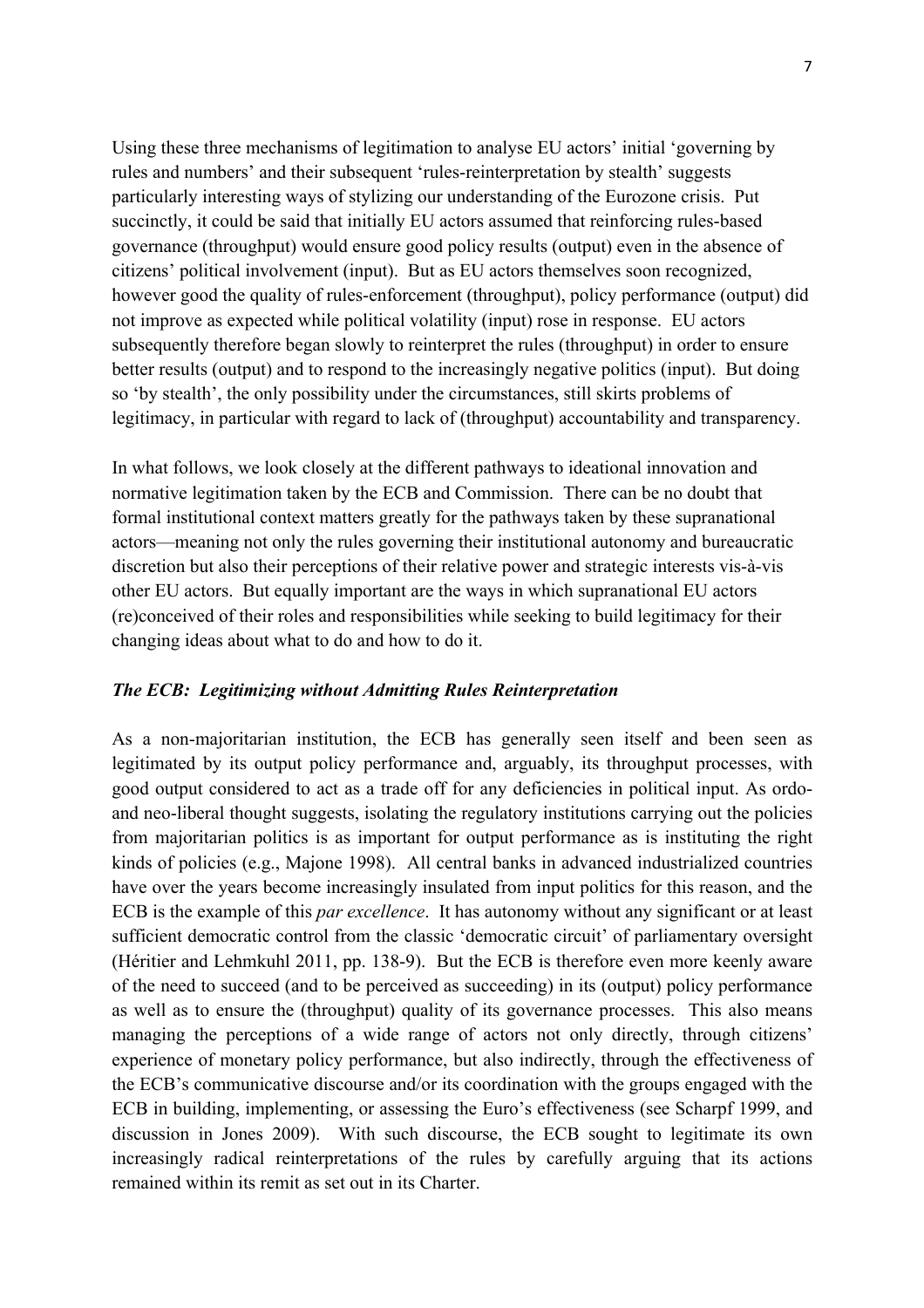Using these three mechanisms of legitimation to analyse EU actors' initial 'governing by rules and numbers' and their subsequent 'rules-reinterpretation by stealth' suggests particularly interesting ways of stylizing our understanding of the Eurozone crisis. Put succinctly, it could be said that initially EU actors assumed that reinforcing rules-based governance (throughput) would ensure good policy results (output) even in the absence of citizens' political involvement (input). But as EU actors themselves soon recognized, however good the quality of rules-enforcement (throughput), policy performance (output) did not improve as expected while political volatility (input) rose in response. EU actors subsequently therefore began slowly to reinterpret the rules (throughput) in order to ensure better results (output) and to respond to the increasingly negative politics (input). But doing so 'by stealth', the only possibility under the circumstances, still skirts problems of legitimacy, in particular with regard to lack of (throughput) accountability and transparency.

In what follows, we look closely at the different pathways to ideational innovation and normative legitimation taken by the ECB and Commission. There can be no doubt that formal institutional context matters greatly for the pathways taken by these supranational actors—meaning not only the rules governing their institutional autonomy and bureaucratic discretion but also their perceptions of their relative power and strategic interests vis-à-vis other EU actors. But equally important are the ways in which supranational EU actors (re)conceived of their roles and responsibilities while seeking to build legitimacy for their changing ideas about what to do and how to do it.

### *The ECB: Legitimizing without Admitting Rules Reinterpretation*

As a non-majoritarian institution, the ECB has generally seen itself and been seen as legitimated by its output policy performance and, arguably, its throughput processes, with good output considered to act as a trade off for any deficiencies in political input. As ordo- and neo-liberal thought suggests, isolating the regulatory institutions carrying out the policies from majoritarian politics is as important for output performance as is instituting the right kinds of policies (e.g., Majone 1998). All central banks in advanced industrialized countries have over the years become increasingly insulated from input politics for this reason, and the ECB is the example of this *par excellence*. It has autonomy without any significant or at least sufficient democratic control from the classic 'democratic circuit' of parliamentary oversight (Héritier and Lehmkuhl 2011, pp. 138-9). But the ECB is therefore even more keenly aware of the need to succeed (and to be perceived as succeeding) in its (output) policy performance as well as to ensure the (throughput) quality of its governance processes. This also means managing the perceptions of a wide range of actors not only directly, through citizens' experience of monetary policy performance, but also indirectly, through the effectiveness of the ECB's communicative discourse and/or its coordination with the groups engaged with the ECB in building, implementing, or assessing the Euro's effectiveness (see Scharpf 1999, and discussion in Jones 2009). With such discourse, the ECB sought to legitimate its own increasingly radical reinterpretations of the rules by carefully arguing that its actions remained within its remit as set out in its Charter.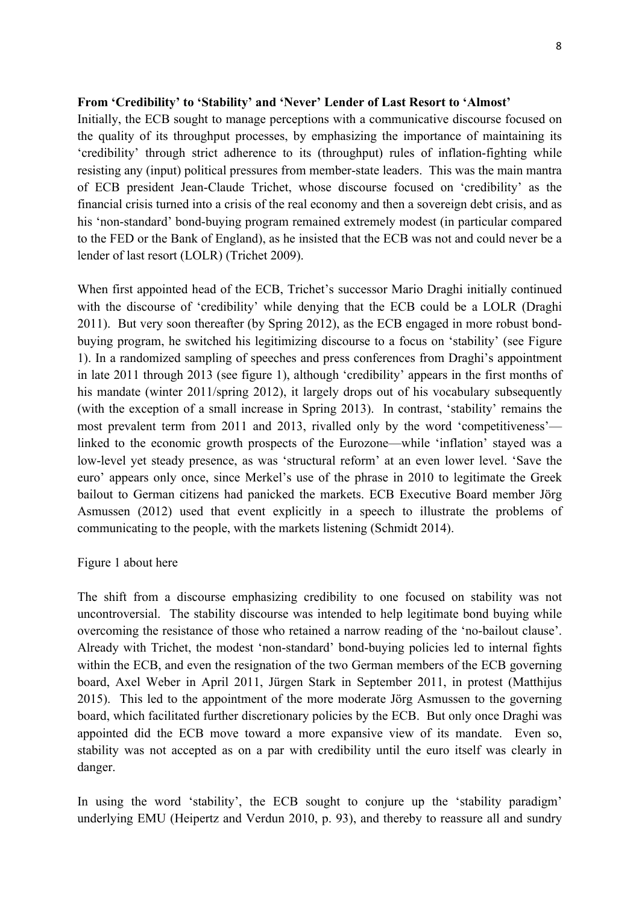**From 'Credibility' to 'Stability' and 'Never' Lender of Last Resort to 'Almost'**

Initially, the ECB sought to manage perceptions with a communicative discourse focused on the quality of its throughput processes, by emphasizing the importance of maintaining its 'credibility' through strict adherence to its (throughput) rules of inflation-fighting while resisting any (input) political pressures from member-state leaders. This was the main mantra of ECB president Jean-Claude Trichet, whose discourse focused on 'credibility' as the financial crisis turned into a crisis of the real economy and then a sovereign debt crisis, and as his 'non-standard' bond-buying program remained extremely modest (in particular compared to the FED or the Bank of England), as he insisted that the ECB was not and could never be a lender of last resort (LOLR) (Trichet 2009).

When first appointed head of the ECB, Trichet's successor Mario Draghi initially continued with the discourse of 'credibility' while denying that the ECB could be a LOLR (Draghi 2011). But very soon thereafter (by Spring 2012), as the ECB engaged in more robust bond-buying program, he switched his legitimizing discourse to a focus on 'stability' (see Figure 1). In a randomized sampling of speeches and press conferences from Draghi's appointment in late 2011 through 2013 (see figure 1), although 'credibility' appears in the first months of his mandate (winter 2011/spring 2012), it largely drops out of his vocabulary subsequently (with the exception of a small increase in Spring 2013). In contrast, 'stability' remains the most prevalent term from 2011 and 2013, rivalled only by the word 'competitiveness'—linked to the economic growth prospects of the Eurozone—while 'inflation' stayed was a low-level yet steady presence, as was 'structural reform' at an even lower level. 'Save the euro' appears only once, since Merkel's use of the phrase in 2010 to legitimate the Greek bailout to German citizens had panicked the markets. ECB Executive Board member Jörg Asmussen (2012) used that event explicitly in a speech to illustrate the problems of communicating to the people, with the markets listening (Schmidt 2014).

Figure 1 about here

The shift from a discourse emphasizing credibility to one focused on stability was not uncontroversial. The stability discourse was intended to help legitimate bond buying while overcoming the resistance of those who retained a narrow reading of the 'no-bailout clause'. Already with Trichet, the modest 'non-standard' bond-buying policies led to internal fights within the ECB, and even the resignation of the two German members of the ECB governing board, Axel Weber in April 2011, Jürgen Stark in September 2011, in protest (Matthijus 2015). This led to the appointment of the more moderate Jörg Asmussen to the governing board, which facilitated further discretionary policies by the ECB. But only once Draghi was appointed did the ECB move toward a more expansive view of its mandate. Even so, stability was not accepted as on a par with credibility until the euro itself was clearly in danger.

In using the word 'stability', the ECB sought to conjure up the 'stability paradigm' underlying EMU (Heipertz and Verdun 2010, p. 93), and thereby to reassure all and sundry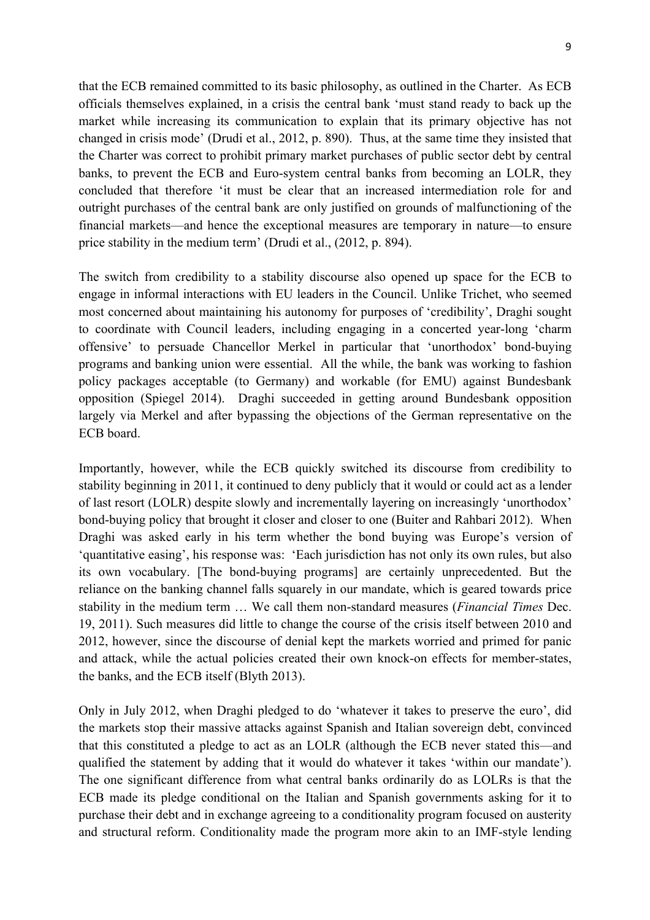that the ECB remained committed to its basic philosophy, as outlined in the Charter. As ECB officials themselves explained, in a crisis the central bank 'must stand ready to back up the market while increasing its communication to explain that its primary objective has not changed in crisis mode' (Drudi et al., 2012, p. 890). Thus, at the same time they insisted that the Charter was correct to prohibit primary market purchases of public sector debt by central banks, to prevent the ECB and Euro-system central banks from becoming an LOLR, they concluded that therefore 'it must be clear that an increased intermediation role for and outright purchases of the central bank are only justified on grounds of malfunctioning of the financial markets—and hence the exceptional measures are temporary in nature—to ensure price stability in the medium term' (Drudi et al., (2012, p. 894).

The switch from credibility to a stability discourse also opened up space for the ECB to engage in informal interactions with EU leaders in the Council. Unlike Trichet, who seemed most concerned about maintaining his autonomy for purposes of 'credibility', Draghi sought to coordinate with Council leaders, including engaging in a concerted year-long 'charm offensive' to persuade Chancellor Merkel in particular that 'unorthodox' bond-buying programs and banking union were essential. All the while, the bank was working to fashion policy packages acceptable (to Germany) and workable (for EMU) against Bundesbank opposition (Spiegel 2014). Draghi succeeded in getting around Bundesbank opposition largely via Merkel and after bypassing the objections of the German representative on the ECB board.

Importantly, however, while the ECB quickly switched its discourse from credibility to stability beginning in 2011, it continued to deny publicly that it would or could act as a lender of last resort (LOLR) despite slowly and incrementally layering on increasingly 'unorthodox' bond-buying policy that brought it closer and closer to one (Buiter and Rahbari 2012). When Draghi was asked early in his term whether the bond buying was Europe's version of 'quantitative easing', his response was: 'Each jurisdiction has not only its own rules, but also its own vocabulary. [The bond-buying programs] are certainly unprecedented. But the reliance on the banking channel falls squarely in our mandate, which is geared towards price stability in the medium term … We call them non-standard measures (*Financial Times* Dec. 19, 2011). Such measures did little to change the course of the crisis itself between 2010 and 2012, however, since the discourse of denial kept the markets worried and primed for panic and attack, while the actual policies created their own knock-on effects for member-states, the banks, and the ECB itself (Blyth 2013).

Only in July 2012, when Draghi pledged to do 'whatever it takes to preserve the euro', did the markets stop their massive attacks against Spanish and Italian sovereign debt, convinced that this constituted a pledge to act as an LOLR (although the ECB never stated this—and qualified the statement by adding that it would do whatever it takes 'within our mandate'). The one significant difference from what central banks ordinarily do as LOLRs is that the ECB made its pledge conditional on the Italian and Spanish governments asking for it to purchase their debt and in exchange agreeing to a conditionality program focused on austerity and structural reform. Conditionality made the program more akin to an IMF-style lending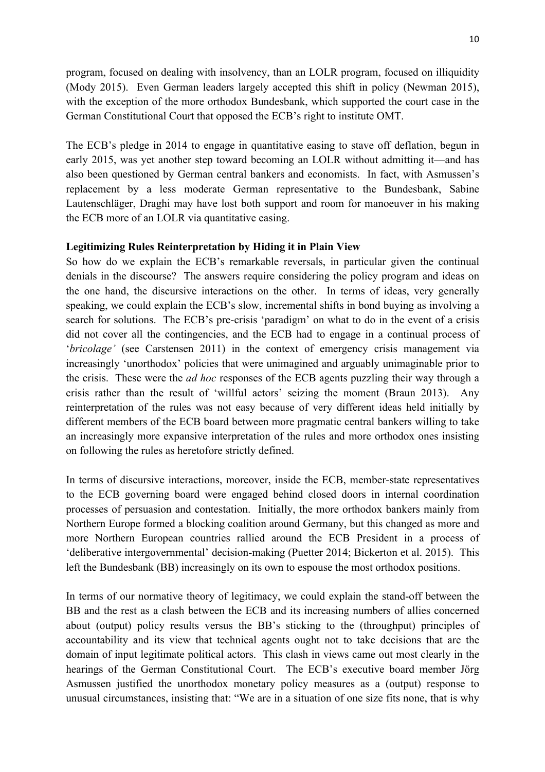program, focused on dealing with insolvency, than an LOLR program, focused on illiquidity (Mody 2015). Even German leaders largely accepted this shift in policy (Newman 2015), with the exception of the more orthodox Bundesbank, which supported the court case in the German Constitutional Court that opposed the ECB's right to institute OMT.

The ECB's pledge in 2014 to engage in quantitative easing to stave off deflation, begun in early 2015, was yet another step toward becoming an LOLR without admitting it—and has also been questioned by German central bankers and economists. In fact, with Asmussen's replacement by a less moderate German representative to the Bundesbank, Sabine Lautenschläger, Draghi may have lost both support and room for manoeuver in his making the ECB more of an LOLR via quantitative easing.

**Legitimizing Rules Reinterpretation by Hiding it in Plain View**

So how do we explain the ECB's remarkable reversals, in particular given the continual denials in the discourse? The answers require considering the policy program and ideas on the one hand, the discursive interactions on the other. In terms of ideas, very generally speaking, we could explain the ECB's slow, incremental shifts in bond buying as involving a search for solutions. The ECB's pre-crisis 'paradigm' on what to do in the event of a crisis did not cover all the contingencies, and the ECB had to engage in a continual process of '*bricolage'* (see Carstensen 2011) in the context of emergency crisis management via increasingly 'unorthodox' policies that were unimagined and arguably unimaginable prior to the crisis. These were the *ad hoc* responses of the ECB agents puzzling their way through a crisis rather than the result of 'willful actors' seizing the moment (Braun 2013). Any reinterpretation of the rules was not easy because of very different ideas held initially by different members of the ECB board between more pragmatic central bankers willing to take an increasingly more expansive interpretation of the rules and more orthodox ones insisting on following the rules as heretofore strictly defined.

In terms of discursive interactions, moreover, inside the ECB, member-state representatives to the ECB governing board were engaged behind closed doors in internal coordination processes of persuasion and contestation. Initially, the more orthodox bankers mainly from Northern Europe formed a blocking coalition around Germany, but this changed as more and more Northern European countries rallied around the ECB President in a process of 'deliberative intergovernmental' decision-making (Puetter 2014; Bickerton et al. 2015). This left the Bundesbank (BB) increasingly on its own to espouse the most orthodox positions.

In terms of our normative theory of legitimacy, we could explain the stand-off between the BB and the rest as a clash between the ECB and its increasing numbers of allies concerned about (output) policy results versus the BB's sticking to the (throughput) principles of accountability and its view that technical agents ought not to take decisions that are the domain of input legitimate political actors. This clash in views came out most clearly in the hearings of the German Constitutional Court. The ECB's executive board member Jörg Asmussen justified the unorthodox monetary policy measures as a (output) response to unusual circumstances, insisting that: "We are in a situation of one size fits none, that is why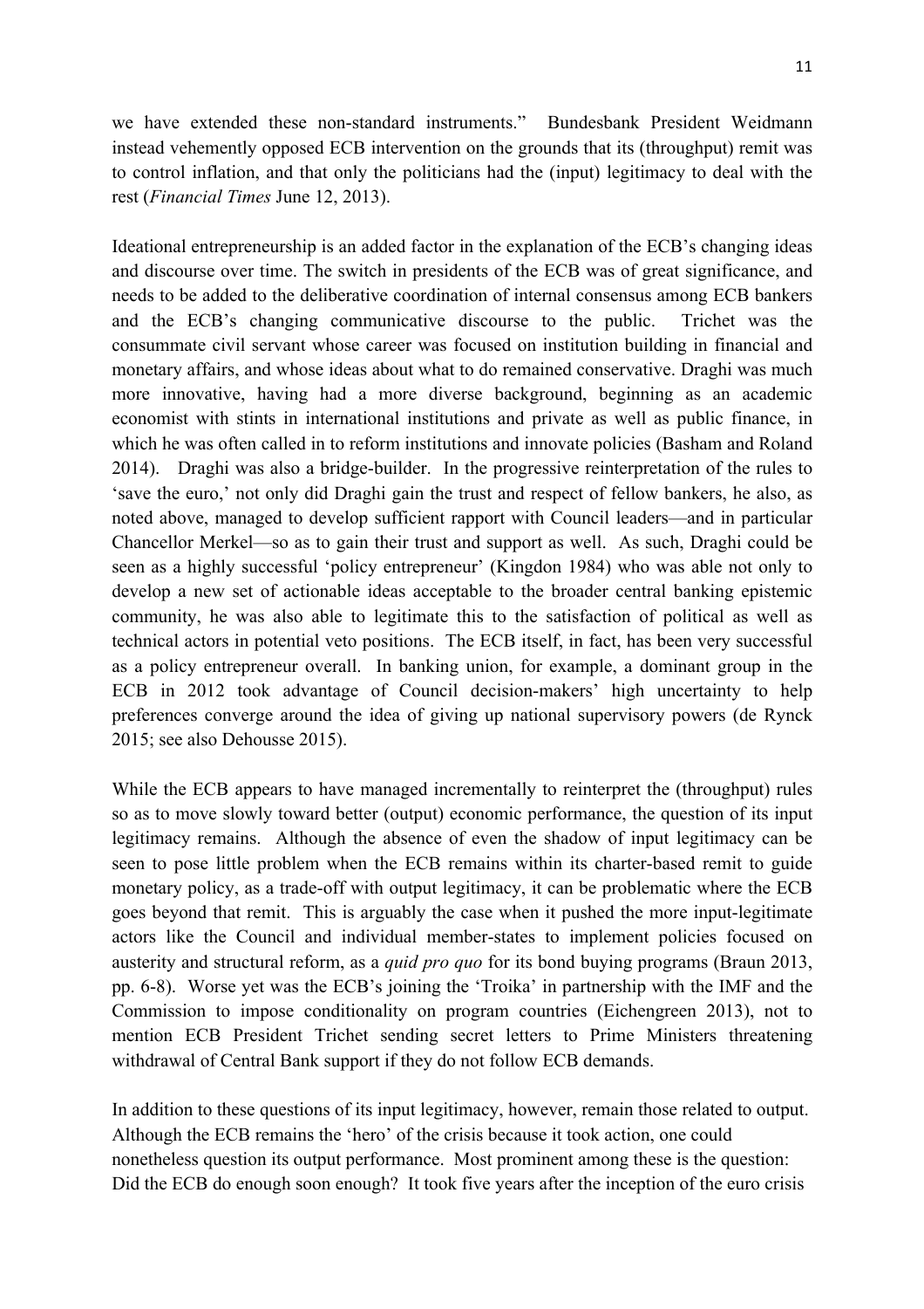we have extended these non-standard instruments." Bundesbank President Weidmann instead vehemently opposed ECB intervention on the grounds that its (throughput) remit was to control inflation, and that only the politicians had the (input) legitimacy to deal with the rest (*Financial Times* June 12, 2013).

Ideational entrepreneurship is an added factor in the explanation of the ECB's changing ideas and discourse over time. The switch in presidents of the ECB was of great significance, and needs to be added to the deliberative coordination of internal consensus among ECB bankers and the ECB's changing communicative discourse to the public. Trichet was the consummate civil servant whose career was focused on institution building in financial and monetary affairs, and whose ideas about what to do remained conservative. Draghi was much more innovative, having had a more diverse background, beginning as an academic economist with stints in international institutions and private as well as public finance, in which he was often called in to reform institutions and innovate policies (Basham and Roland 2014). Draghi was also a bridge-builder. In the progressive reinterpretation of the rules to 'save the euro,' not only did Draghi gain the trust and respect of fellow bankers, he also, as noted above, managed to develop sufficient rapport with Council leaders—and in particular Chancellor Merkel—so as to gain their trust and support as well. As such, Draghi could be seen as a highly successful 'policy entrepreneur' (Kingdon 1984) who was able not only to develop a new set of actionable ideas acceptable to the broader central banking epistemic community, he was also able to legitimate this to the satisfaction of political as well as technical actors in potential veto positions. The ECB itself, in fact, has been very successful as a policy entrepreneur overall. In banking union, for example, a dominant group in the ECB in 2012 took advantage of Council decision-makers' high uncertainty to help preferences converge around the idea of giving up national supervisory powers (de Rynck 2015; see also Dehousse 2015).

While the ECB appears to have managed incrementally to reinterpret the (throughput) rules so as to move slowly toward better (output) economic performance, the question of its input legitimacy remains. Although the absence of even the shadow of input legitimacy can be seen to pose little problem when the ECB remains within its charter-based remit to guide monetary policy, as a trade-off with output legitimacy, it can be problematic where the ECB goes beyond that remit. This is arguably the case when it pushed the more input-legitimate actors like the Council and individual member-states to implement policies focused on austerity and structural reform, as a *quid pro quo* for its bond buying programs (Braun 2013, pp. 6-8). Worse yet was the ECB's joining the 'Troika' in partnership with the IMF and the Commission to impose conditionality on program countries (Eichengreen 2013), not to mention ECB President Trichet sending secret letters to Prime Ministers threatening withdrawal of Central Bank support if they do not follow ECB demands.

In addition to these questions of its input legitimacy, however, remain those related to output. Although the ECB remains the 'hero' of the crisis because it took action, one could nonetheless question its output performance. Most prominent among these is the question: Did the ECB do enough soon enough? It took five years after the inception of the euro crisis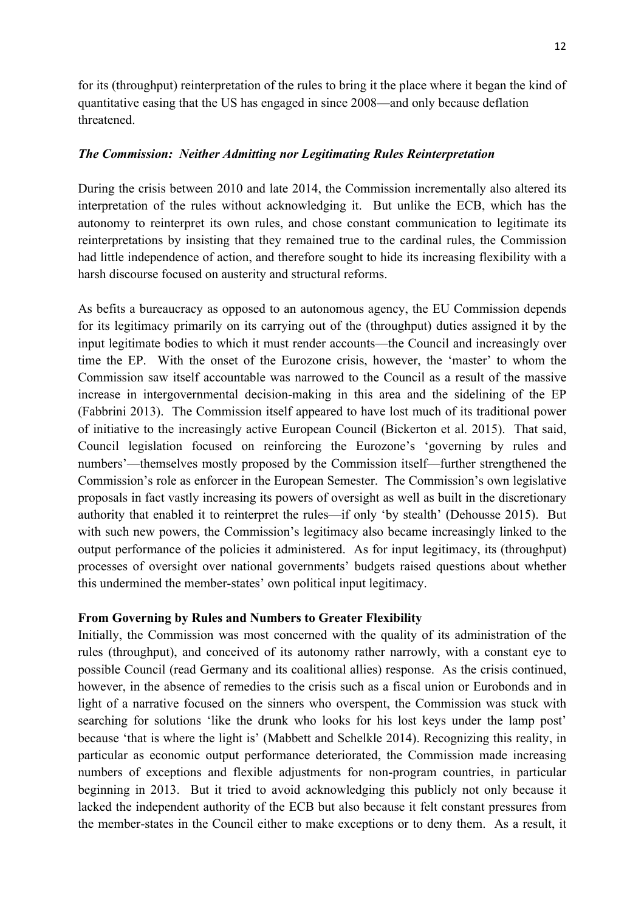for its (throughput) reinterpretation of the rules to bring it the place where it began the kind of quantitative easing that the US has engaged in since 2008—and only because deflation threatened.

### *The Commission: Neither Admitting nor Legitimating Rules Reinterpretation*

During the crisis between 2010 and late 2014, the Commission incrementally also altered its interpretation of the rules without acknowledging it. But unlike the ECB, which has the autonomy to reinterpret its own rules, and chose constant communication to legitimate its reinterpretations by insisting that they remained true to the cardinal rules, the Commission had little independence of action, and therefore sought to hide its increasing flexibility with a harsh discourse focused on austerity and structural reforms.

As befits a bureaucracy as opposed to an autonomous agency, the EU Commission depends for its legitimacy primarily on its carrying out of the (throughput) duties assigned it by the input legitimate bodies to which it must render accounts—the Council and increasingly over time the EP. With the onset of the Eurozone crisis, however, the 'master' to whom the Commission saw itself accountable was narrowed to the Council as a result of the massive increase in intergovernmental decision-making in this area and the sidelining of the EP (Fabbrini 2013). The Commission itself appeared to have lost much of its traditional power of initiative to the increasingly active European Council (Bickerton et al. 2015). That said, Council legislation focused on reinforcing the Eurozone's 'governing by rules and numbers'—themselves mostly proposed by the Commission itself—further strengthened the Commission's role as enforcer in the European Semester. The Commission's own legislative proposals in fact vastly increasing its powers of oversight as well as built in the discretionary authority that enabled it to reinterpret the rules—if only 'by stealth' (Dehousse 2015). But with such new powers, the Commission's legitimacy also became increasingly linked to the output performance of the policies it administered. As for input legitimacy, its (throughput) processes of oversight over national governments' budgets raised questions about whether this undermined the member-states' own political input legitimacy.

### From Governing by Rules and Numbers to Greater Flexibility

Initially, the Commission was most concerned with the quality of its administration of the rules (throughput), and conceived of its autonomy rather narrowly, with a constant eye to possible Council (read Germany and its coalitional allies) response. As the crisis continued, however, in the absence of remedies to the crisis such as a fiscal union or Eurobonds and in light of a narrative focused on the sinners who overspent, the Commission was stuck with searching for solutions 'like the drunk who looks for his lost keys under the lamp post' because 'that is where the light is' (Mabbett and Schelkle 2014). Recognizing this reality, in particular as economic output performance deteriorated, the Commission made increasing numbers of exceptions and flexible adjustments for non-program countries, in particular beginning in 2013. But it tried to avoid acknowledging this publicly not only because it lacked the independent authority of the ECB but also because it felt constant pressures from the member-states in the Council either to make exceptions or to deny them. As a result, it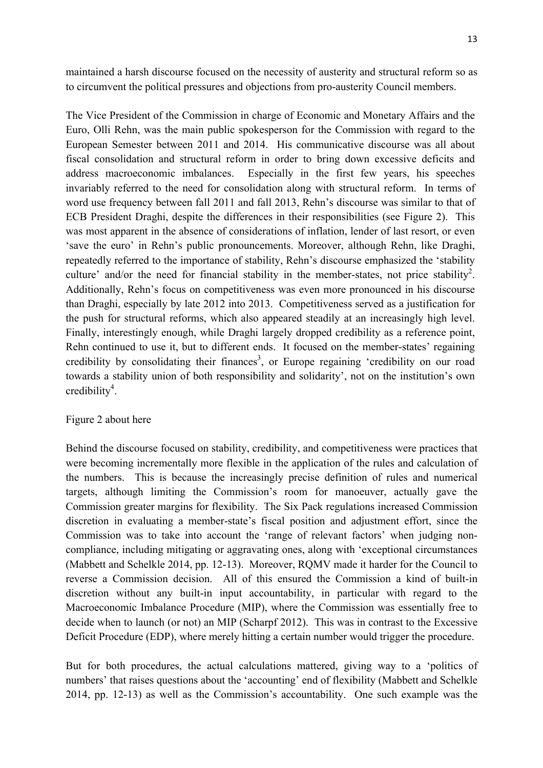maintained a harsh discourse focused on the necessity of austerity and structural reform so as to circumvent the political pressures and objections from pro-austerity Council members.

The Vice President of the Commission in charge of Economic and Monetary Affairs and the Euro, Olli Rehn, was the main public spokesperson for the Commission with regard to the European Semester between 2011 and 2014. His communicative discourse was all about fiscal consolidation and structural reform in order to bring down excessive deficits and address macroeconomic imbalances. Especially in the first few years, his speeches invariably referred to the need for consolidation along with structural reform. In terms of word use frequency between fall 2011 and fall 2013, Rehn's discourse was similar to that of ECB President Draghi, despite the differences in their responsibilities (see Figure 2). This was most apparent in the absence of considerations of inflation, lender of last resort, or even 'save the euro' in Rehn's public pronouncements. Moreover, although Rehn, like Draghi, repeatedly referred to the importance of stability, Rehn's discourse emphasized the 'stability culture' and/or the need for financial stability in the member-states, not price stability[2]. Additionally, Rehn's focus on competitiveness was even more pronounced in his discourse than Draghi, especially by late 2012 into 2013. Competitiveness served as a justification for the push for structural reforms, which also appeared steadily at an increasingly high level. Finally, interestingly enough, while Draghi largely dropped credibility as a reference point, Rehn continued to use it, but to different ends. It focused on the member-states' regaining credibility by consolidating their finances[3], or Europe regaining 'credibility on our road towards a stability union of both responsibility and solidarity', not on the institution's own credibility[4].

Figure 2 about here

Behind the discourse focused on stability, credibility, and competitiveness were practices that were becoming incrementally more flexible in the application of the rules and calculation of the numbers. This is because the increasingly precise definition of rules and numerical targets, although limiting the Commission's room for manoeuver, actually gave the Commission greater margins for flexibility. The Six Pack regulations increased Commission discretion in evaluating a member-state's fiscal position and adjustment effort, since the Commission was to take into account the 'range of relevant factors' when judging non-compliance, including mitigating or aggravating ones, along with 'exceptional circumstances (Mabbett and Schelkle 2014, pp. 12-13). Moreover, RQMV made it harder for the Council to reverse a Commission decision. All of this ensured the Commission a kind of built-in discretion without any built-in input accountability, in particular with regard to the Macroeconomic Imbalance Procedure (MIP), where the Commission was essentially free to decide when to launch (or not) an MIP (Scharpf 2012). This was in contrast to the Excessive Deficit Procedure (EDP), where merely hitting a certain number would trigger the procedure.

But for both procedures, the actual calculations mattered, giving way to a 'politics of numbers' that raises questions about the 'accounting' end of flexibility (Mabbett and Schelkle 2014, pp. 12-13) as well as the Commission's accountability. One such example was the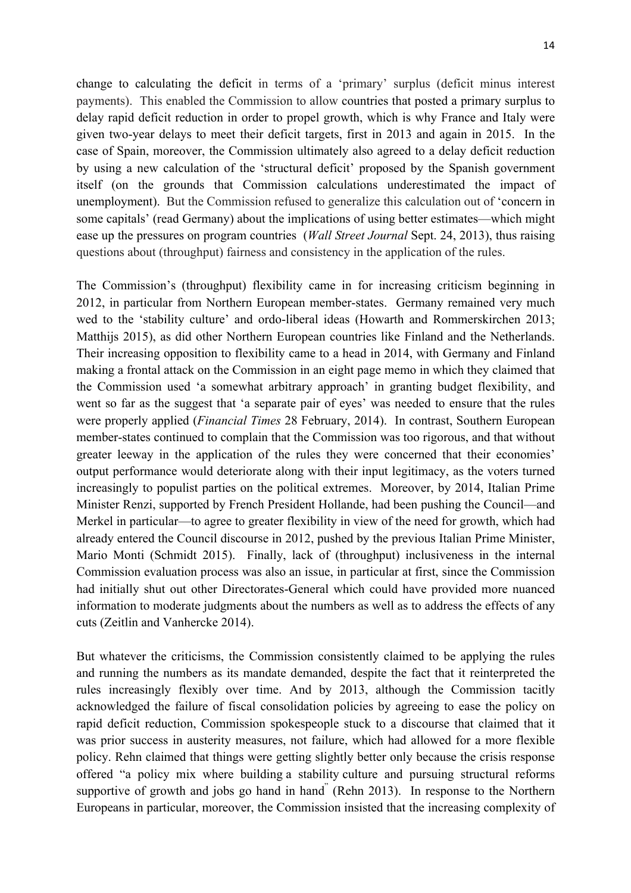change to calculating the deficit in terms of a 'primary' surplus (deficit minus interest payments). This enabled the Commission to allow countries that posted a primary surplus to delay rapid deficit reduction in order to propel growth, which is why France and Italy were given two-year delays to meet their deficit targets, first in 2013 and again in 2015. In the case of Spain, moreover, the Commission ultimately also agreed to a delay deficit reduction by using a new calculation of the 'structural deficit' proposed by the Spanish government itself (on the grounds that Commission calculations underestimated the impact of unemployment). But the Commission refused to generalize this calculation out of 'concern in some capitals' (read Germany) about the implications of using better estimates—which might ease up the pressures on program countries (*Wall Street Journal* Sept. 24, 2013), thus raising questions about (throughput) fairness and consistency in the application of the rules.

The Commission's (throughput) flexibility came in for increasing criticism beginning in 2012, in particular from Northern European member-states. Germany remained very much wed to the 'stability culture' and ordo-liberal ideas (Howarth and Rommerskirchen 2013; Matthijs 2015), as did other Northern European countries like Finland and the Netherlands. Their increasing opposition to flexibility came to a head in 2014, with Germany and Finland making a frontal attack on the Commission in an eight page memo in which they claimed that the Commission used 'a somewhat arbitrary approach' in granting budget flexibility, and went so far as the suggest that 'a separate pair of eyes' was needed to ensure that the rules were properly applied (*Financial Times* 28 February, 2014). In contrast, Southern European member-states continued to complain that the Commission was too rigorous, and that without greater leeway in the application of the rules they were concerned that their economies' output performance would deteriorate along with their input legitimacy, as the voters turned increasingly to populist parties on the political extremes. Moreover, by 2014, Italian Prime Minister Renzi, supported by French President Hollande, had been pushing the Council—and Merkel in particular—to agree to greater flexibility in view of the need for growth, which had already entered the Council discourse in 2012, pushed by the previous Italian Prime Minister, Mario Monti (Schmidt 2015). Finally, lack of (throughput) inclusiveness in the internal Commission evaluation process was also an issue, in particular at first, since the Commission had initially shut out other Directorates-General which could have provided more nuanced information to moderate judgments about the numbers as well as to address the effects of any cuts (Zeitlin and Vanhercke 2014).

But whatever the criticisms, the Commission consistently claimed to be applying the rules and running the numbers as its mandate demanded, despite the fact that it reinterpreted the rules increasingly flexibly over time. And by 2013, although the Commission tacitly acknowledged the failure of fiscal consolidation policies by agreeing to ease the policy on rapid deficit reduction, Commission spokespeople stuck to a discourse that claimed that it was prior success in austerity measures, not failure, which had allowed for a more flexible policy. Rehn claimed that things were getting slightly better only because the crisis response offered "a policy mix where building a stability culture and pursuing structural reforms supportive of growth and jobs go hand in hand" (Rehn 2013). In response to the Northern Europeans in particular, moreover, the Commission insisted that the increasing complexity of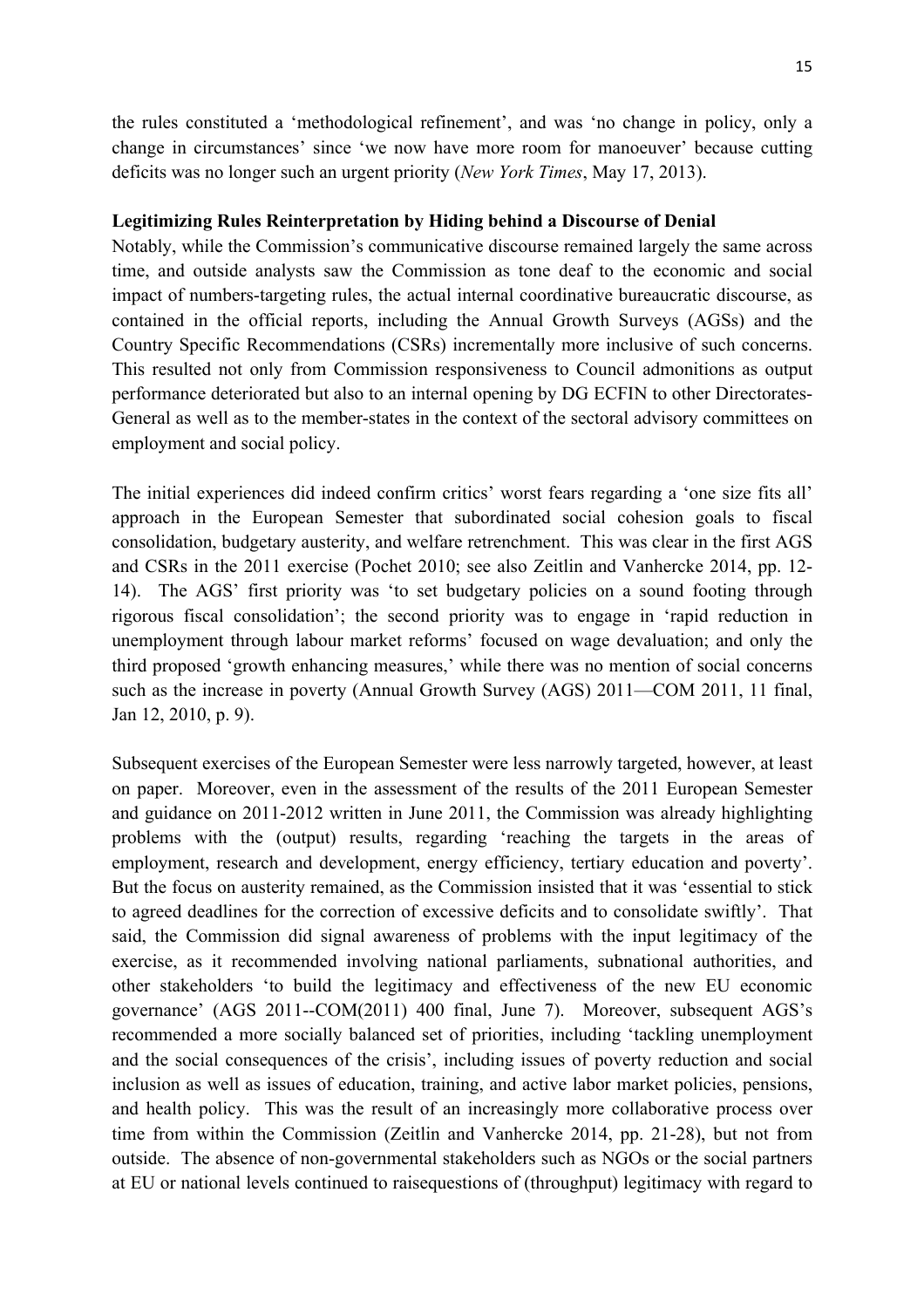the rules constituted a 'methodological refinement', and was 'no change in policy, only a change in circumstances' since 'we now have more room for manoeuver' because cutting deficits was no longer such an urgent priority (*New York Times*, May 17, 2013).

**Legitimizing Rules Reinterpretation by Hiding behind a Discourse of Denial**

Notably, while the Commission's communicative discourse remained largely the same across time, and outside analysts saw the Commission as tone deaf to the economic and social impact of numbers-targeting rules, the actual internal coordinative bureaucratic discourse, as contained in the official reports, including the Annual Growth Surveys (AGSs) and the Country Specific Recommendations (CSRs) incrementally more inclusive of such concerns. This resulted not only from Commission responsiveness to Council admonitions as output performance deteriorated but also to an internal opening by DG ECFIN to other Directorates-General as well as to the member-states in the context of the sectoral advisory committees on employment and social policy.

The initial experiences did indeed confirm critics' worst fears regarding a 'one size fits all' approach in the European Semester that subordinated social cohesion goals to fiscal consolidation, budgetary austerity, and welfare retrenchment. This was clear in the first AGS and CSRs in the 2011 exercise (Pochet 2010; see also Zeitlin and Vanhercke 2014, pp. 12-14). The AGS' first priority was 'to set budgetary policies on a sound footing through rigorous fiscal consolidation'; the second priority was to engage in 'rapid reduction in unemployment through labour market reforms' focused on wage devaluation; and only the third proposed 'growth enhancing measures,' while there was no mention of social concerns such as the increase in poverty (Annual Growth Survey (AGS) 2011—COM 2011, 11 final, Jan 12, 2010, p. 9).

Subsequent exercises of the European Semester were less narrowly targeted, however, at least on paper. Moreover, even in the assessment of the results of the 2011 European Semester and guidance on 2011-2012 written in June 2011, the Commission was already highlighting problems with the (output) results, regarding 'reaching the targets in the areas of employment, research and development, energy efficiency, tertiary education and poverty'. But the focus on austerity remained, as the Commission insisted that it was 'essential to stick to agreed deadlines for the correction of excessive deficits and to consolidate swiftly'. That said, the Commission did signal awareness of problems with the input legitimacy of the exercise, as it recommended involving national parliaments, subnational authorities, and other stakeholders 'to build the legitimacy and effectiveness of the new EU economic governance' (AGS 2011--COM(2011) 400 final, June 7). Moreover, subsequent AGS's recommended a more socially balanced set of priorities, including 'tackling unemployment and the social consequences of the crisis', including issues of poverty reduction and social inclusion as well as issues of education, training, and active labor market policies, pensions, and health policy. This was the result of an increasingly more collaborative process over time from within the Commission (Zeitlin and Vanhercke 2014, pp. 21-28), but not from outside. The absence of non-governmental stakeholders such as NGOs or the social partners at EU or national levels continued to raisequestions of (throughput) legitimacy with regard to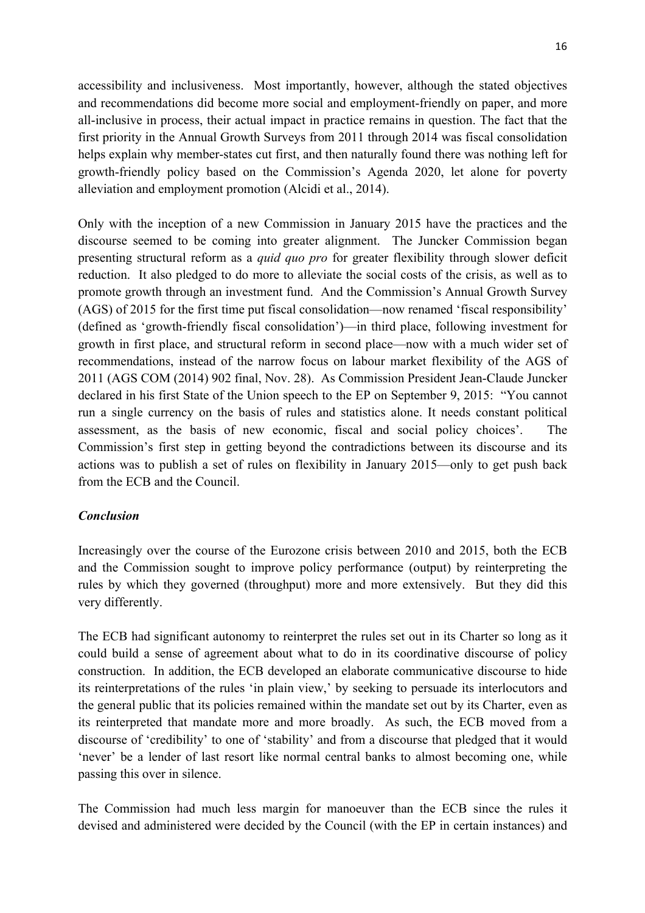accessibility and inclusiveness. Most importantly, however, although the stated objectives and recommendations did become more social and employment-friendly on paper, and more all-inclusive in process, their actual impact in practice remains in question. The fact that the first priority in the Annual Growth Surveys from 2011 through 2014 was fiscal consolidation helps explain why member-states cut first, and then naturally found there was nothing left for growth-friendly policy based on the Commission's Agenda 2020, let alone for poverty alleviation and employment promotion (Alcidi et al., 2014).

Only with the inception of a new Commission in January 2015 have the practices and the discourse seemed to be coming into greater alignment. The Juncker Commission began presenting structural reform as a *quid quo pro* for greater flexibility through slower deficit reduction. It also pledged to do more to alleviate the social costs of the crisis, as well as to promote growth through an investment fund. And the Commission's Annual Growth Survey (AGS) of 2015 for the first time put fiscal consolidation—now renamed 'fiscal responsibility' (defined as 'growth-friendly fiscal consolidation')—in third place, following investment for growth in first place, and structural reform in second place—now with a much wider set of recommendations, instead of the narrow focus on labour market flexibility of the AGS of 2011 (AGS COM (2014) 902 final, Nov. 28). As Commission President Jean-Claude Juncker declared in his first State of the Union speech to the EP on September 9, 2015: "You cannot run a single currency on the basis of rules and statistics alone. It needs constant political assessment, as the basis of new economic, fiscal and social policy choices'. The Commission's first step in getting beyond the contradictions between its discourse and its actions was to publish a set of rules on flexibility in January 2015—only to get push back from the ECB and the Council.

### *Conclusion*

Increasingly over the course of the Eurozone crisis between 2010 and 2015, both the ECB and the Commission sought to improve policy performance (output) by reinterpreting the rules by which they governed (throughput) more and more extensively. But they did this very differently.

The ECB had significant autonomy to reinterpret the rules set out in its Charter so long as it could build a sense of agreement about what to do in its coordinative discourse of policy construction. In addition, the ECB developed an elaborate communicative discourse to hide its reinterpretations of the rules 'in plain view,' by seeking to persuade its interlocutors and the general public that its policies remained within the mandate set out by its Charter, even as its reinterpreted that mandate more and more broadly. As such, the ECB moved from a discourse of 'credibility' to one of 'stability' and from a discourse that pledged that it would 'never' be a lender of last resort like normal central banks to almost becoming one, while passing this over in silence.

The Commission had much less margin for manoeuver than the ECB since the rules it devised and administered were decided by the Council (with the EP in certain instances) and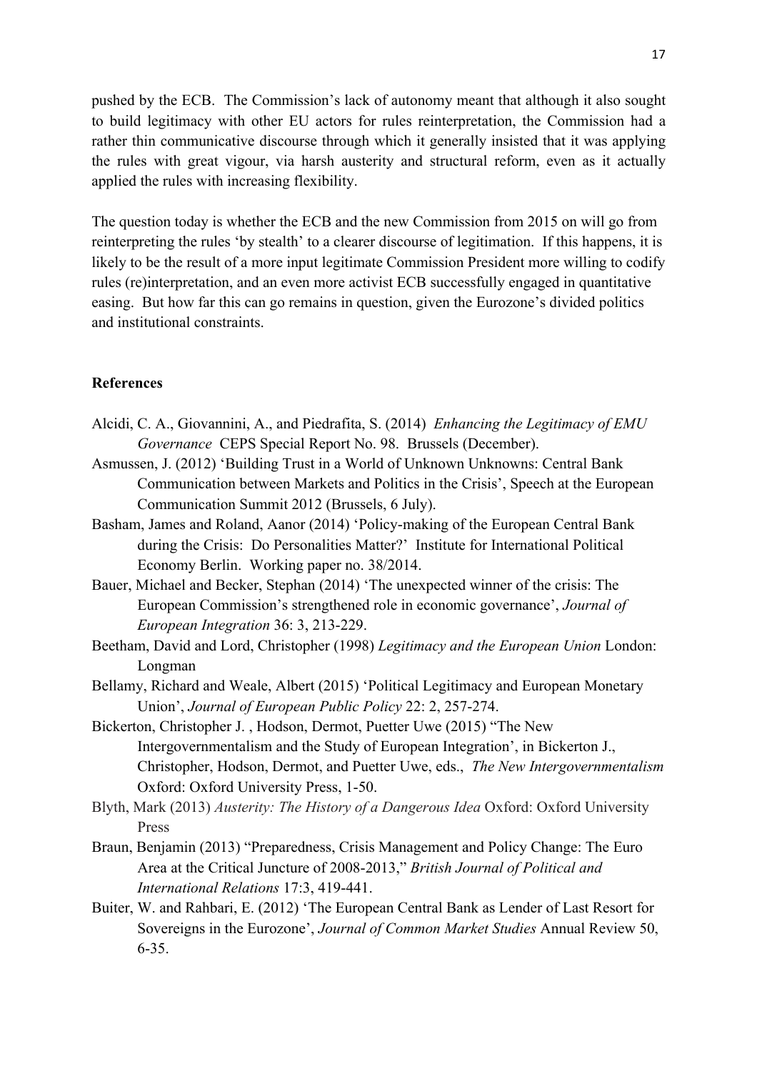pushed by the ECB. The Commission's lack of autonomy meant that although it also sought to build legitimacy with other EU actors for rules reinterpretation, the Commission had a rather thin communicative discourse through which it generally insisted that it was applying the rules with great vigour, via harsh austerity and structural reform, even as it actually applied the rules with increasing flexibility.

The question today is whether the ECB and the new Commission from 2015 on will go from reinterpreting the rules 'by stealth' to a clearer discourse of legitimation. If this happens, it is likely to be the result of a more input legitimate Commission President more willing to codify rules (re)interpretation, and an even more activist ECB successfully engaged in quantitative easing. But how far this can go remains in question, given the Eurozone's divided politics and institutional constraints.

**References**

Alcidi, C. A., Giovannini, A., and Piedrafita, S. (2014) *Enhancing the Legitimacy of EMU Governance* CEPS Special Report No. 98. Brussels (December).

Asmussen, J. (2012) 'Building Trust in a World of Unknown Unknowns: Central Bank Communication between Markets and Politics in the Crisis', Speech at the European Communication Summit 2012 (Brussels, 6 July).

Basham, James and Roland, Aanor (2014) 'Policy-making of the European Central Bank during the Crisis: Do Personalities Matter?' Institute for International Political Economy Berlin. Working paper no. 38/2014.

Bauer, Michael and Becker, Stephan (2014) 'The unexpected winner of the crisis: The European Commission's strengthened role in economic governance', *Journal of European Integration* 36: 3, 213-229.

Beetham, David and Lord, Christopher (1998) *Legitimacy and the European Union* London: Longman

Bellamy, Richard and Weale, Albert (2015) 'Political Legitimacy and European Monetary Union', *Journal of European Public Policy* 22: 2, 257-274.

Bickerton, Christopher J. , Hodson, Dermot, Puetter Uwe (2015) "The New Intergovernmentalism and the Study of European Integration', in Bickerton J., Christopher, Hodson, Dermot, and Puetter Uwe, eds., *The New Intergovernmentalism* Oxford: Oxford University Press, 1-50.

Blyth, Mark (2013) *Austerity: The History of a Dangerous Idea* Oxford: Oxford University Press

Braun, Benjamin (2013) "Preparedness, Crisis Management and Policy Change: The Euro Area at the Critical Juncture of 2008-2013," *British Journal of Political and International Relations* 17:3, 419-441.

Buiter, W. and Rahbari, E. (2012) 'The European Central Bank as Lender of Last Resort for Sovereigns in the Eurozone', *Journal of Common Market Studies* Annual Review 50, 6-35.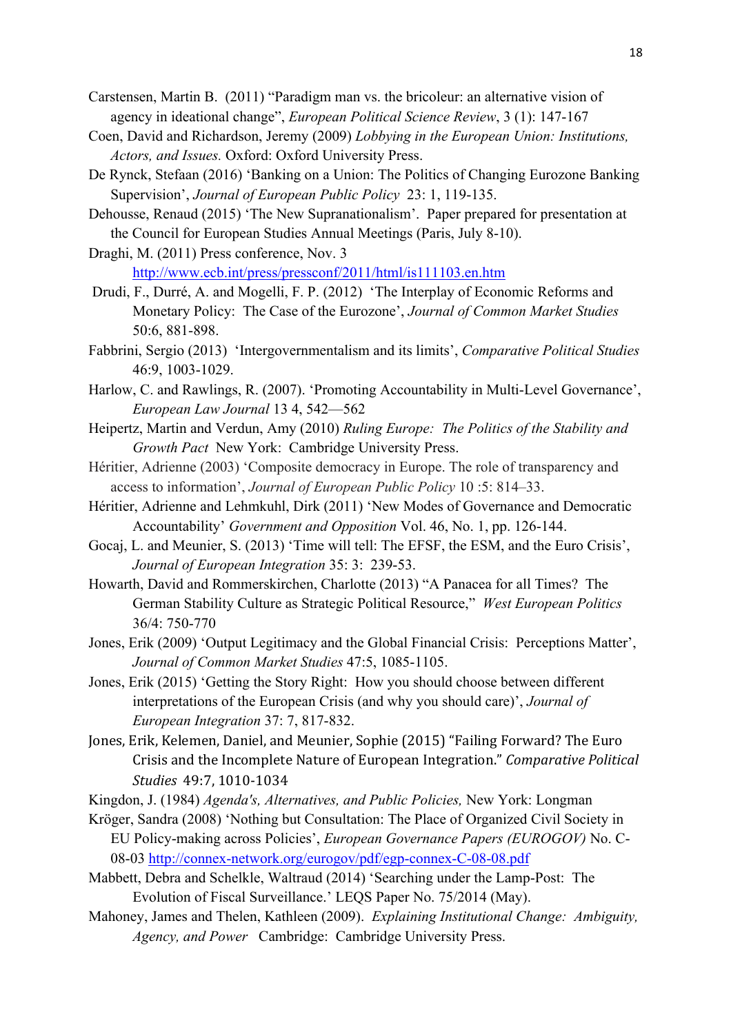Carstensen, Martin B. (2011) "Paradigm man vs. the bricoleur: an alternative vision of agency in ideational change", *European Political Science Review*, 3 (1): 147-167

Coen, David and Richardson, Jeremy (2009) *Lobbying in the European Union: Institutions, Actors, and Issues.* Oxford: Oxford University Press.

De Rynck, Stefaan (2016) 'Banking on a Union: The Politics of Changing Eurozone Banking Supervision', *Journal of European Public Policy* 23: 1, 119-135.

Dehousse, Renaud (2015) 'The New Supranationalism'. Paper prepared for presentation at the Council for European Studies Annual Meetings (Paris, July 8-10).

Draghi, M. (2011) Press conference, Nov. 3 http://www.ecb.int/press/pressconf/2011/html/is111103.en.htm

Drudi, F., Durré, A. and Mogelli, F. P. (2012) 'The Interplay of Economic Reforms and Monetary Policy: The Case of the Eurozone', *Journal of Common Market Studies* 50:6, 881-898.

Fabbrini, Sergio (2013) 'Intergovernmentalism and its limits', *Comparative Political Studies* 46:9, 1003-1029.

Harlow, C. and Rawlings, R. (2007). 'Promoting Accountability in Multi-Level Governance', *European Law Journal* 13 4, 542—562

Heipertz, Martin and Verdun, Amy (2010) *Ruling Europe: The Politics of the Stability and Growth Pact* New York: Cambridge University Press.

Héritier, Adrienne (2003) 'Composite democracy in Europe. The role of transparency and access to information', *Journal of European Public Policy* 10 :5: 814–33.

Héritier, Adrienne and Lehmkuhl, Dirk (2011) 'New Modes of Governance and Democratic Accountability' *Government and Opposition* Vol. 46, No. 1, pp. 126-144.

Gocaj, L. and Meunier, S. (2013) 'Time will tell: The EFSF, the ESM, and the Euro Crisis', *Journal of European Integration* 35: 3: 239-53.

Howarth, David and Rommerskirchen, Charlotte (2013) "A Panacea for all Times? The German Stability Culture as Strategic Political Resource," *West European Politics* 36/4: 750-770

Jones, Erik (2009) 'Output Legitimacy and the Global Financial Crisis: Perceptions Matter', *Journal of Common Market Studies* 47:5, 1085-1105.

Jones, Erik (2015) 'Getting the Story Right: How you should choose between different interpretations of the European Crisis (and why you should care)', *Journal of European Integration* 37: 7, 817-832.

Jones, Erik, Kelemen, Daniel, and Meunier, Sophie (2015) "Failing Forward? The Euro Crisis and the Incomplete Nature of European Integration." *Comparative Political Studies* 49:7, 1010-1034

Kingdon, J. (1984) *Agenda's, Alternatives, and Public Policies,* New York: Longman

Kröger, Sandra (2008) 'Nothing but Consultation: The Place of Organized Civil Society in EU Policy-making across Policies', *European Governance Papers (EUROGOV)* No. C-08-03 http://connex-network.org/eurogov/pdf/egp-connex-C-08-08.pdf

Mabbett, Debra and Schelkle, Waltraud (2014) 'Searching under the Lamp-Post: The Evolution of Fiscal Surveillance.' LEQS Paper No. 75/2014 (May).

Mahoney, James and Thelen, Kathleen (2009). *Explaining Institutional Change: Ambiguity, Agency, and Power* Cambridge: Cambridge University Press.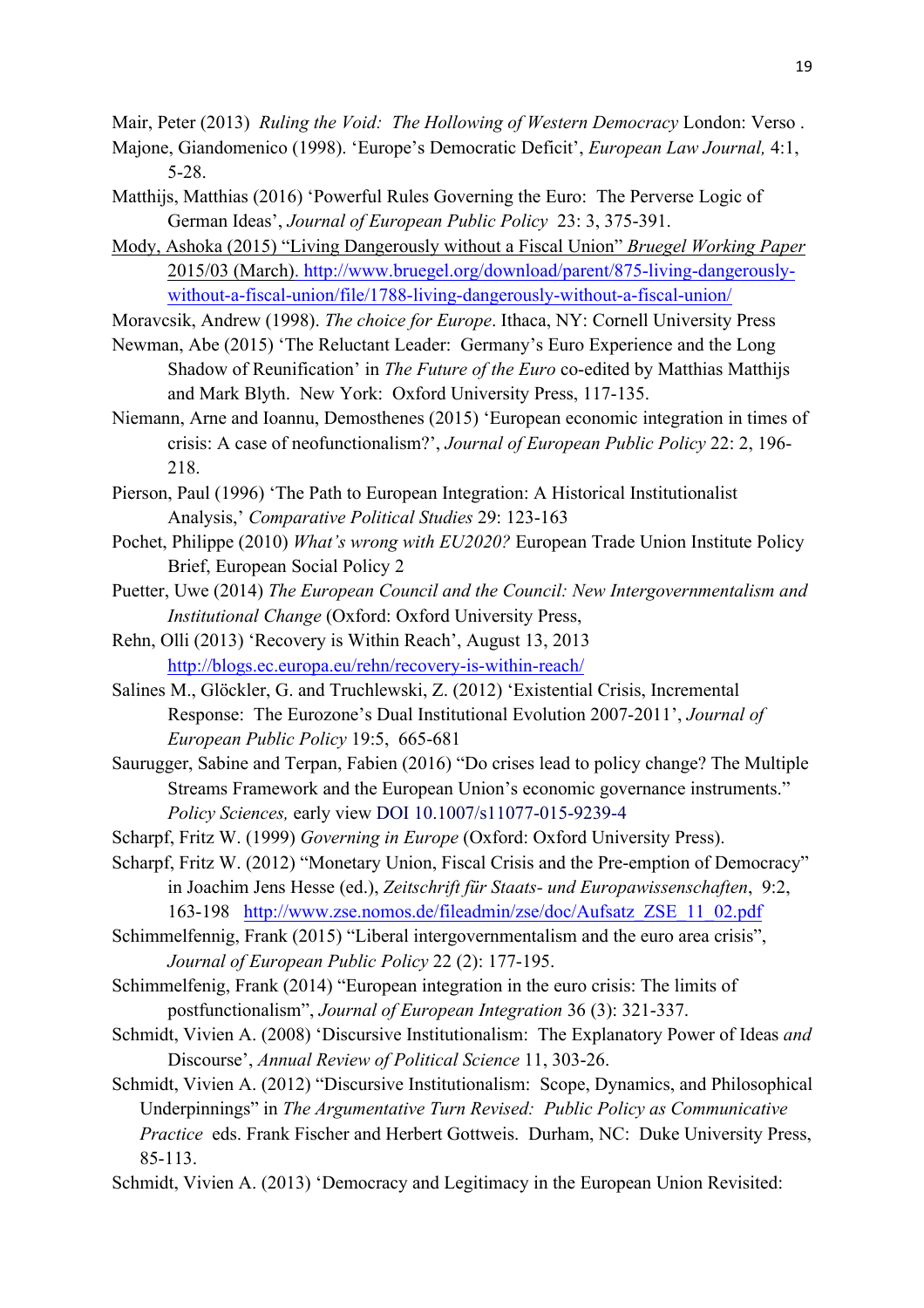Mair, Peter (2013) *Ruling the Void: The Hollowing of Western Democracy* London: Verso .

Majone, Giandomenico (1998). 'Europe's Democratic Deficit', *European Law Journal,* 4:1, 5-28.

Matthijs, Matthias (2016) 'Powerful Rules Governing the Euro: The Perverse Logic of German Ideas', *Journal of European Public Policy* 23: 3, 375-391.

Mody, Ashoka (2015) "Living Dangerously without a Fiscal Union" *Bruegel Working Paper* 2015/03 (March). http://www.bruegel.org/download/parent/875-living-dangerously-without-a-fiscal-union/file/1788-living-dangerously-without-a-fiscal-union/

Moravcsik, Andrew (1998). *The choice for Europe*. Ithaca, NY: Cornell University Press

Newman, Abe (2015) 'The Reluctant Leader: Germany's Euro Experience and the Long Shadow of Reunification' in *The Future of the Euro* co-edited by Matthias Matthijs and Mark Blyth. New York: Oxford University Press, 117-135.

Niemann, Arne and Ioannu, Demosthenes (2015) 'European economic integration in times of crisis: A case of neofunctionalism?', *Journal of European Public Policy* 22: 2, 196-218.

Pierson, Paul (1996) 'The Path to European Integration: A Historical Institutionalist Analysis,' *Comparative Political Studies* 29: 123-163

Pochet, Philippe (2010) *What's wrong with EU2020?* European Trade Union Institute Policy Brief, European Social Policy 2

Puetter, Uwe (2014) *The European Council and the Council: New Intergovernmentalism and Institutional Change* (Oxford: Oxford University Press,

Rehn, Olli (2013) 'Recovery is Within Reach', August 13, 2013 http://blogs.ec.europa.eu/rehn/recovery-is-within-reach/

Salines M., Glöckler, G. and Truchlewski, Z. (2012) 'Existential Crisis, Incremental Response: The Eurozone's Dual Institutional Evolution 2007-2011', *Journal of European Public Policy* 19:5, 665-681

Saurugger, Sabine and Terpan, Fabien (2016) "Do crises lead to policy change? The Multiple Streams Framework and the European Union's economic governance instruments." *Policy Sciences,* early view DOI 10.1007/s11077-015-9239-4

Scharpf, Fritz W. (1999) *Governing in Europe* (Oxford: Oxford University Press).

Scharpf, Fritz W. (2012) "Monetary Union, Fiscal Crisis and the Pre-emption of Democracy" in Joachim Jens Hesse (ed.), *Zeitschrift für Staats- und Europawissenschaften*, 9:2, 163-198 http://www.zse.nomos.de/fileadmin/zse/doc/Aufsatz_ZSE_11_02.pdf

Schimmelfennig, Frank (2015) "Liberal intergovernmentalism and the euro area crisis", *Journal of European Public Policy* 22 (2): 177-195.

Schimmelfenig, Frank (2014) "European integration in the euro crisis: The limits of postfunctionalism", *Journal of European Integration* 36 (3): 321-337.

Schmidt, Vivien A. (2008) 'Discursive Institutionalism: The Explanatory Power of Ideas *and* Discourse', *Annual Review of Political Science* 11, 303-26.

Schmidt, Vivien A. (2012) "Discursive Institutionalism: Scope, Dynamics, and Philosophical Underpinnings" in *The Argumentative Turn Revised: Public Policy as Communicative Practice* eds. Frank Fischer and Herbert Gottweis. Durham, NC: Duke University Press, 85-113.

Schmidt, Vivien A. (2013) 'Democracy and Legitimacy in the European Union Revisited: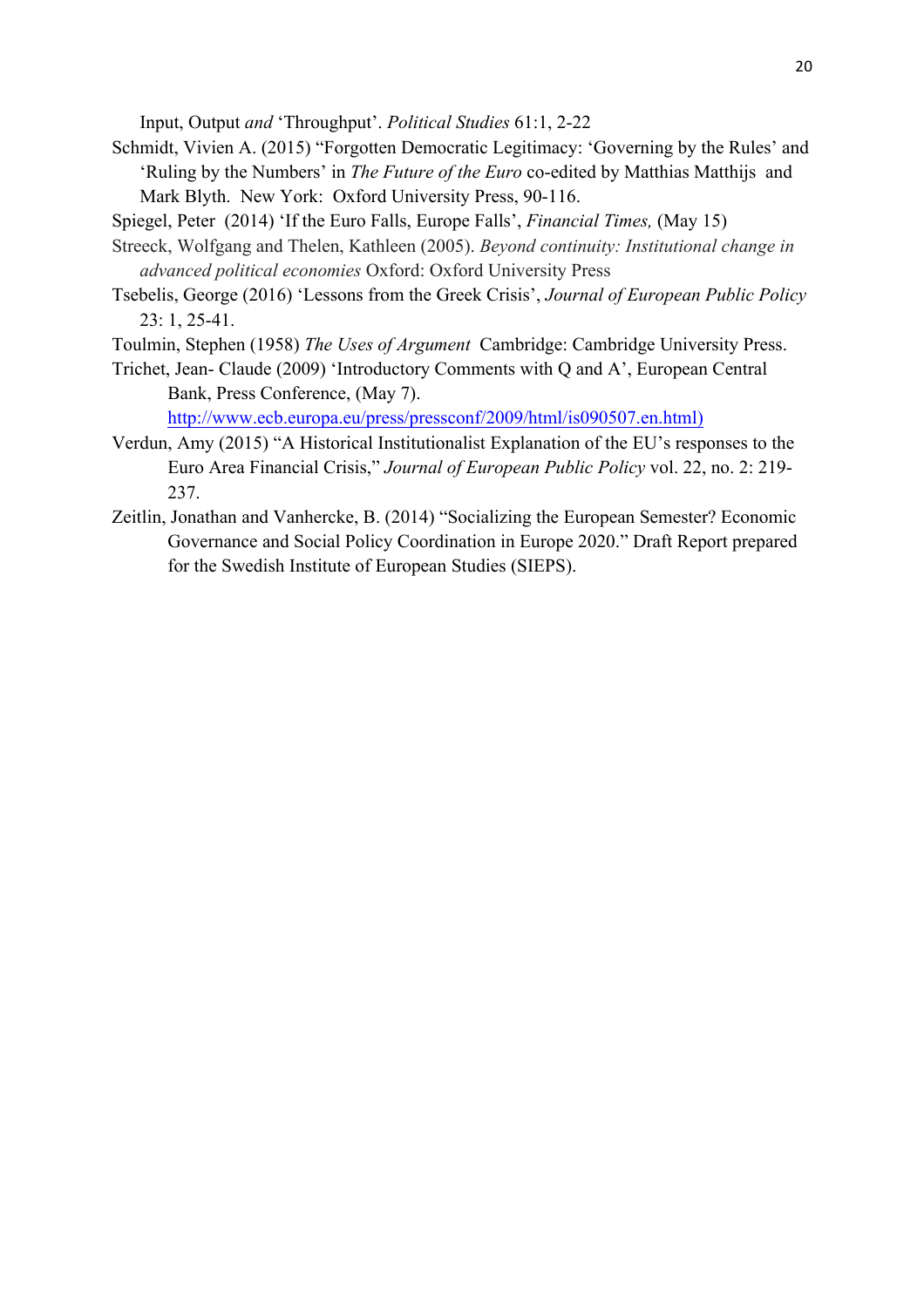Input, Output *and* 'Throughput'. *Political Studies* 61:1, 2-22

Schmidt, Vivien A. (2015) "Forgotten Democratic Legitimacy: 'Governing by the Rules' and 'Ruling by the Numbers' in *The Future of the Euro* co-edited by Matthias Matthijs and Mark Blyth. New York: Oxford University Press, 90-116.

Spiegel, Peter (2014) 'If the Euro Falls, Europe Falls', *Financial Times,* (May 15)

Streeck, Wolfgang and Thelen, Kathleen (2005). *Beyond continuity: Institutional change in advanced political economies* Oxford: Oxford University Press

Tsebelis, George (2016) 'Lessons from the Greek Crisis', *Journal of European Public Policy* 23: 1, 25-41.

Toulmin, Stephen (1958) *The Uses of Argument* Cambridge: Cambridge University Press.

Trichet, Jean- Claude (2009) 'Introductory Comments with Q and A', European Central Bank, Press Conference, (May 7). http://www.ecb.europa.eu/press/pressconf/2009/html/is090507.en.html)

Verdun, Amy (2015) "A Historical Institutionalist Explanation of the EU's responses to the Euro Area Financial Crisis," *Journal of European Public Policy* vol. 22, no. 2: 219-237.

Zeitlin, Jonathan and Vanhercke, B. (2014) "Socializing the European Semester? Economic Governance and Social Policy Coordination in Europe 2020." Draft Report prepared for the Swedish Institute of European Studies (SIEPS).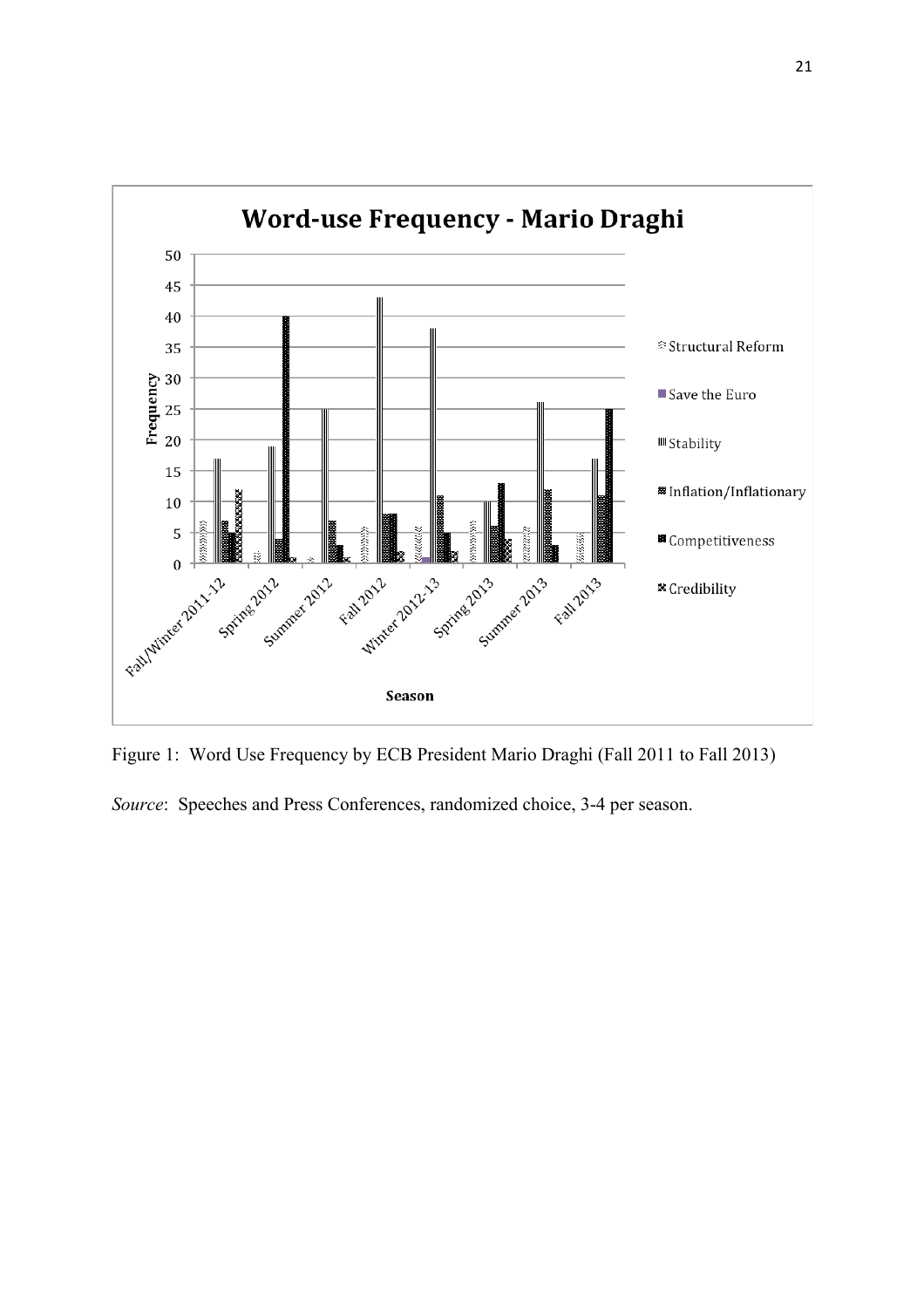Figure 1: Word Use Frequency by ECB President Mario Draghi (Fall 2011 to Fall 2013)

*Source*: Speeches and Press Conferences, randomized choice, 3-4 per season.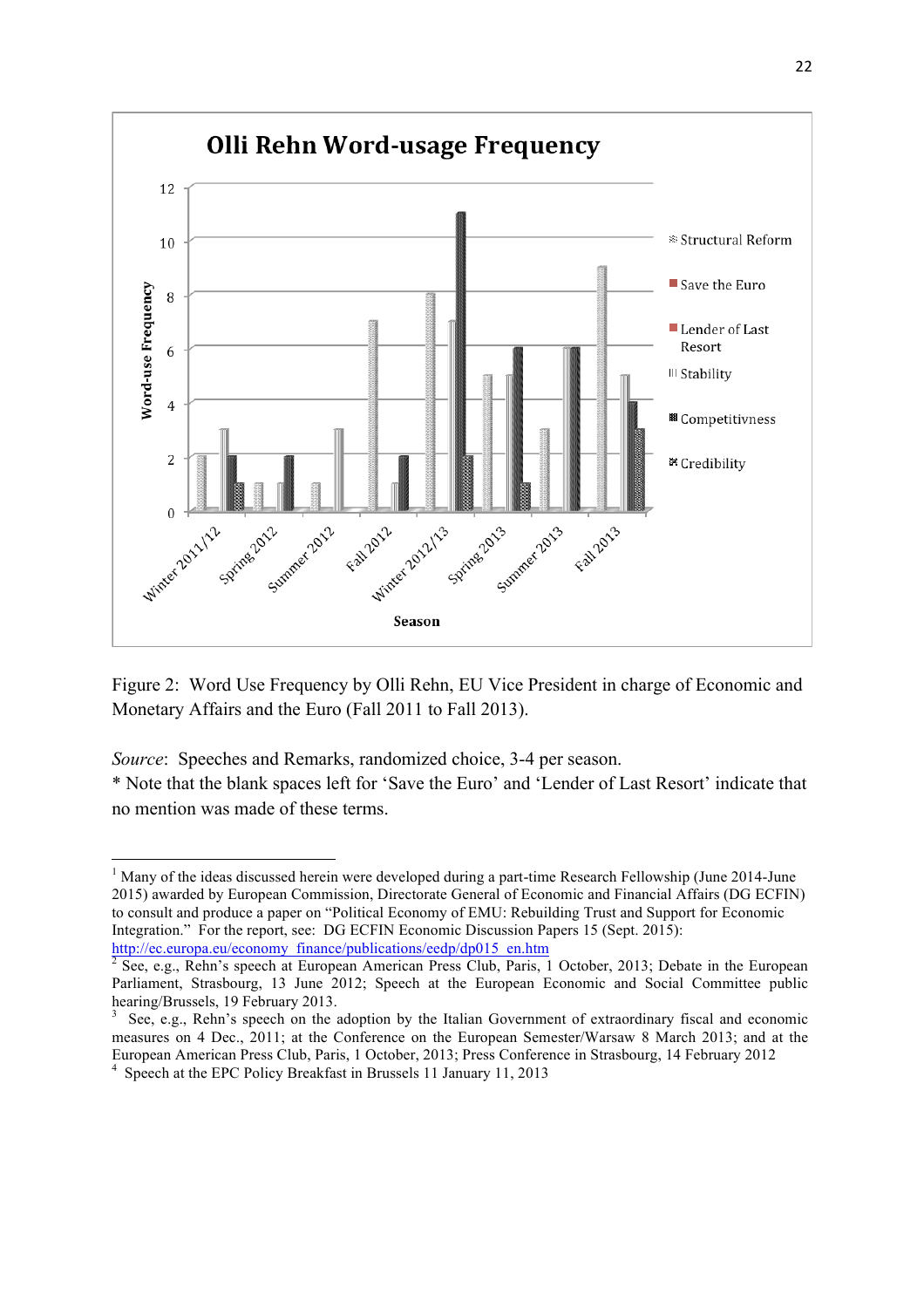**Olli Rehn Word-usage Frequency**

Word-use Frequency

12
10
8
6
4
2
0

Winter 2011/12
Spring 2012
Summer 2012
Fall 2012
Winter 2012/13
Spring 2013
Summer 2013
Fall 2013

Season

Structural Reform
Save the Euro
Lender of Last Resort
Stability
Competitivness
Credibility

Figure 2: Word Use Frequency by Olli Rehn, EU Vice President in charge of Economic and Monetary Affairs and the Euro (Fall 2011 to Fall 2013).

*Source*: Speeches and Remarks, randomized choice, 3-4 per season.
* Note that the blank spaces left for 'Save the Euro' and 'Lender of Last Resort' indicate that no mention was made of these terms.

---

[1] Many of the ideas discussed herein were developed during a part-time Research Fellowship (June 2014-June 2015) awarded by European Commission, Directorate General of Economic and Financial Affairs (DG ECFIN) to consult and produce a paper on "Political Economy of EMU: Rebuilding Trust and Support for Economic Integration." For the report, see: DG ECFIN Economic Discussion Papers 15 (Sept. 2015): http://ec.europa.eu/economy_finance/publications/eedp/dp015_en.htm

[2] See, e.g., Rehn's speech at European American Press Club, Paris, 1 October, 2013; Debate in the European Parliament, Strasbourg, 13 June 2012; Speech at the European Economic and Social Committee public hearing/Brussels, 19 February 2013.

[3] See, e.g., Rehn's speech on the adoption by the Italian Government of extraordinary fiscal and economic measures on 4 Dec., 2011; at the Conference on the European Semester/Warsaw 8 March 2013; and at the European American Press Club, Paris, 1 October, 2013; Press Conference in Strasbourg, 14 February 2012

[4] Speech at the EPC Policy Breakfast in Brussels 11 January 11, 2013